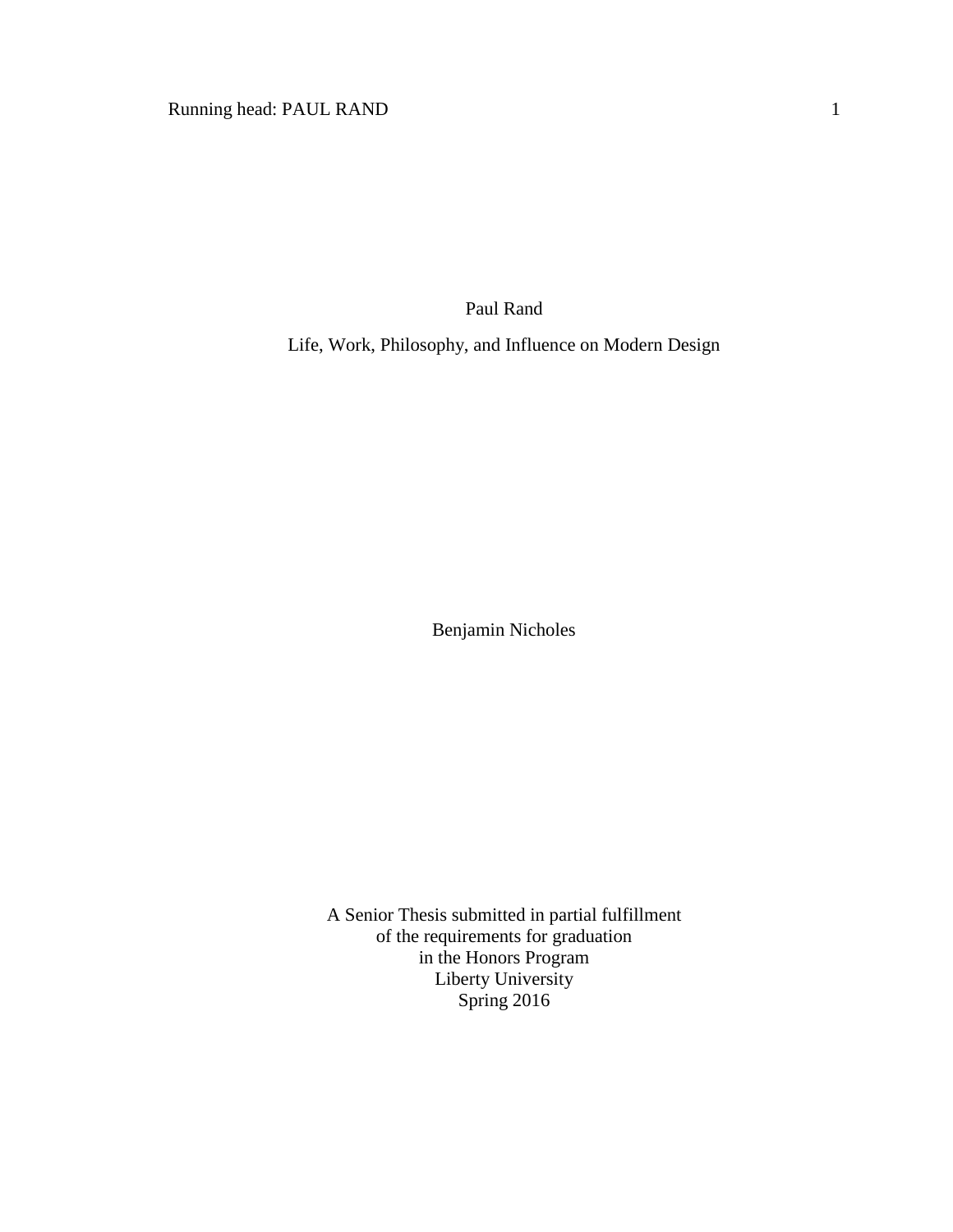# Paul Rand

## Life, Work, Philosophy, and Influence on Modern Design

Benjamin Nicholes

A Senior Thesis submitted in partial fulfillment
of the requirements for graduation
in the Honors Program
Liberty University
Spring 2016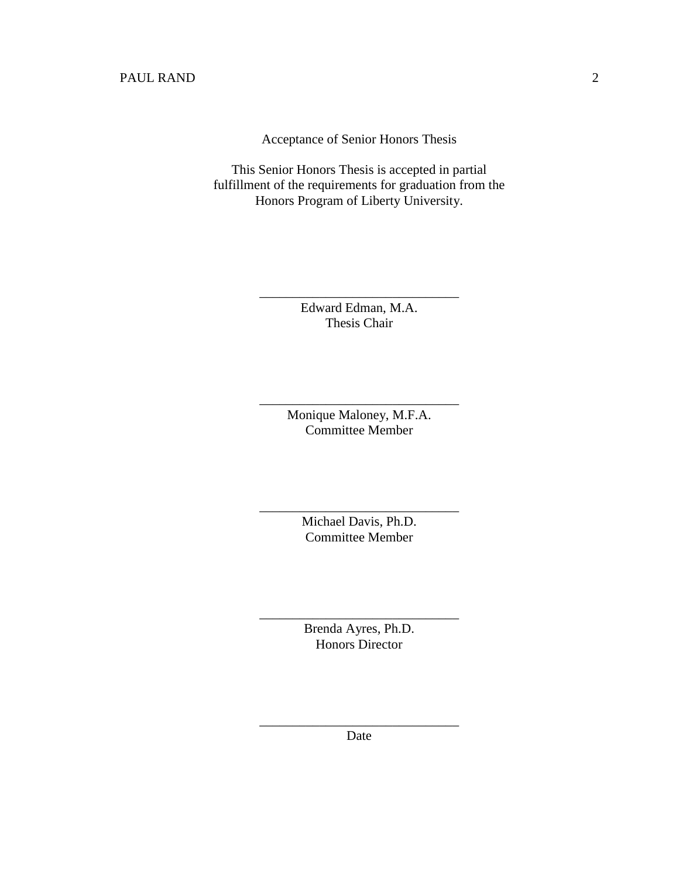Acceptance of Senior Honors Thesis

This Senior Honors Thesis is accepted in partial fulfillment of the requirements for graduation from the Honors Program of Liberty University.

______________________________
Edward Edman, M.A.
Thesis Chair

______________________________
Monique Maloney, M.F.A.
Committee Member

______________________________
Michael Davis, Ph.D.
Committee Member

______________________________
Brenda Ayres, Ph.D.
Honors Director

______________________________
Date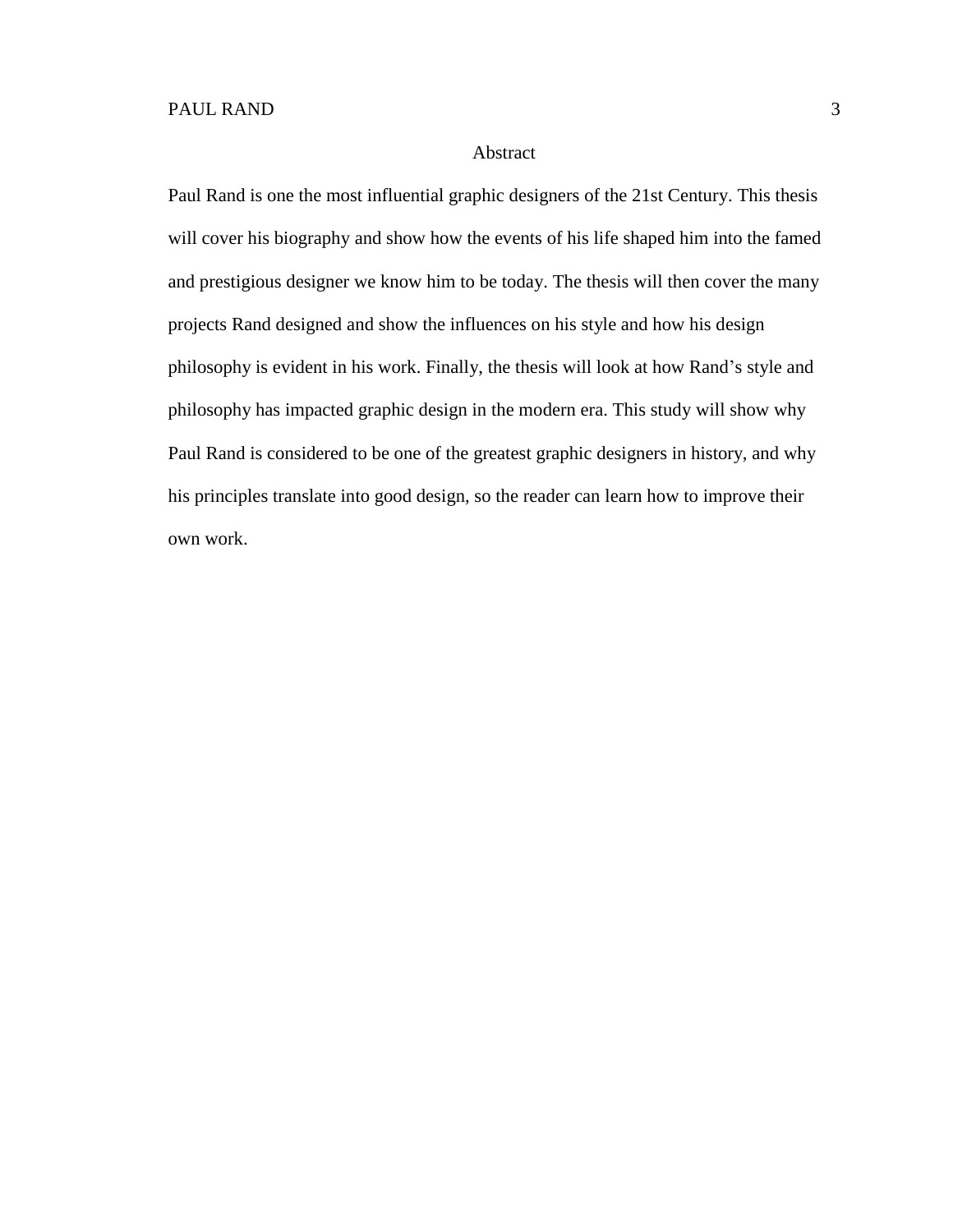# Abstract

Paul Rand is one the most influential graphic designers of the 21st Century. This thesis will cover his biography and show how the events of his life shaped him into the famed and prestigious designer we know him to be today. The thesis will then cover the many projects Rand designed and show the influences on his style and how his design philosophy is evident in his work. Finally, the thesis will look at how Rand's style and philosophy has impacted graphic design in the modern era. This study will show why Paul Rand is considered to be one of the greatest graphic designers in history, and why his principles translate into good design, so the reader can learn how to improve their own work.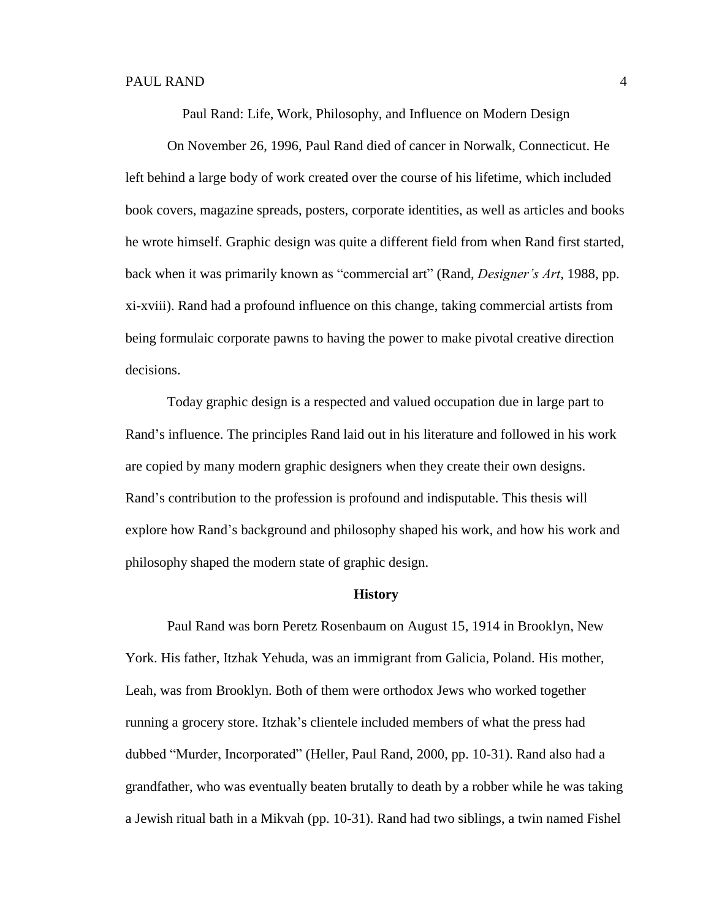# Paul Rand: Life, Work, Philosophy, and Influence on Modern Design

On November 26, 1996, Paul Rand died of cancer in Norwalk, Connecticut. He left behind a large body of work created over the course of his lifetime, which included book covers, magazine spreads, posters, corporate identities, as well as articles and books he wrote himself. Graphic design was quite a different field from when Rand first started, back when it was primarily known as "commercial art" (Rand, *Designer's Art*, 1988, pp. xi-xviii). Rand had a profound influence on this change, taking commercial artists from being formulaic corporate pawns to having the power to make pivotal creative direction decisions.

Today graphic design is a respected and valued occupation due in large part to Rand's influence. The principles Rand laid out in his literature and followed in his work are copied by many modern graphic designers when they create their own designs. Rand's contribution to the profession is profound and indisputable. This thesis will explore how Rand's background and philosophy shaped his work, and how his work and philosophy shaped the modern state of graphic design.

## History

Paul Rand was born Peretz Rosenbaum on August 15, 1914 in Brooklyn, New York. His father, Itzhak Yehuda, was an immigrant from Galicia, Poland. His mother, Leah, was from Brooklyn. Both of them were orthodox Jews who worked together running a grocery store. Itzhak's clientele included members of what the press had dubbed "Murder, Incorporated" (Heller, Paul Rand, 2000, pp. 10-31). Rand also had a grandfather, who was eventually beaten brutally to death by a robber while he was taking a Jewish ritual bath in a Mikvah (pp. 10-31). Rand had two siblings, a twin named Fishel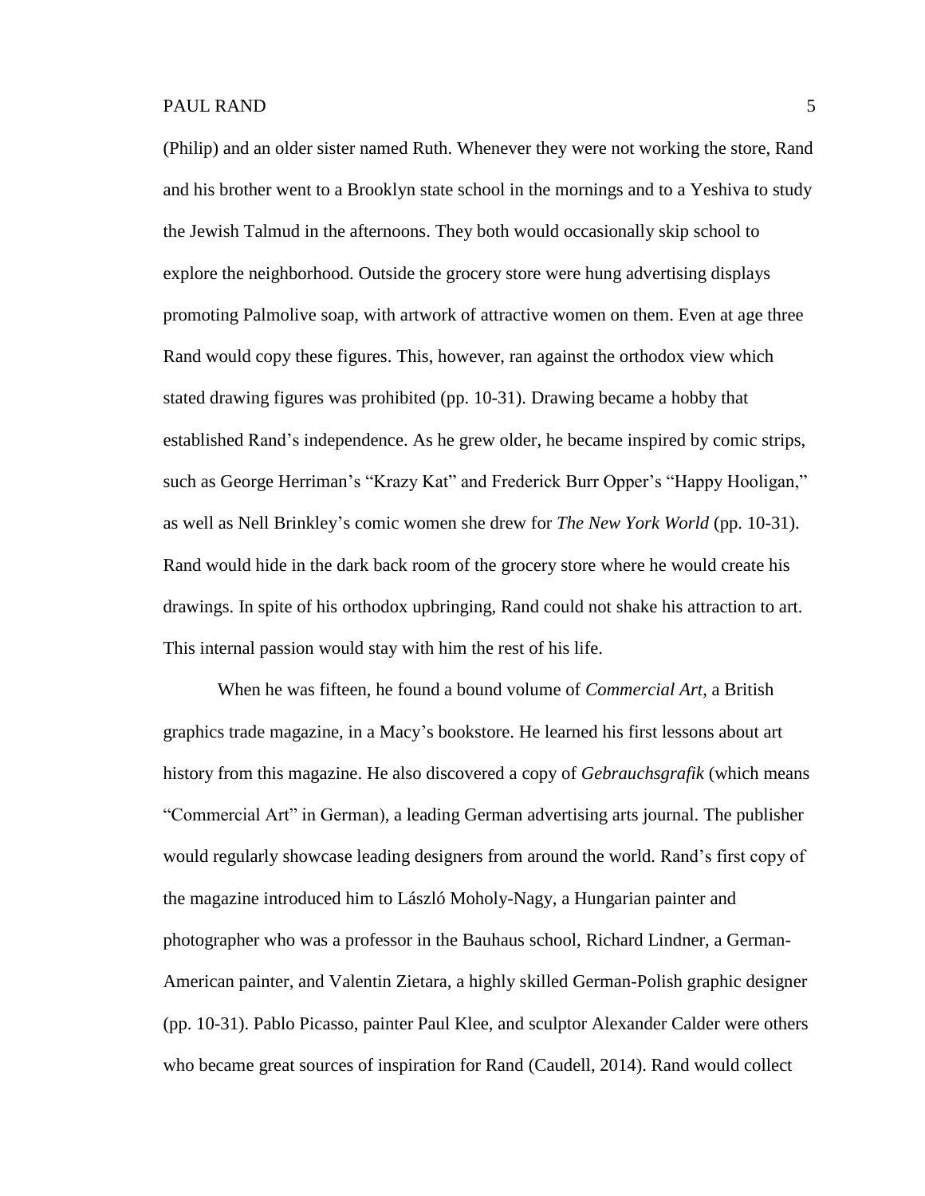(Philip) and an older sister named Ruth. Whenever they were not working the store, Rand and his brother went to a Brooklyn state school in the mornings and to a Yeshiva to study the Jewish Talmud in the afternoons. They both would occasionally skip school to explore the neighborhood. Outside the grocery store were hung advertising displays promoting Palmolive soap, with artwork of attractive women on them. Even at age three Rand would copy these figures. This, however, ran against the orthodox view which stated drawing figures was prohibited (pp. 10-31). Drawing became a hobby that established Rand's independence. As he grew older, he became inspired by comic strips, such as George Herriman's "Krazy Kat" and Frederick Burr Opper's "Happy Hooligan," as well as Nell Brinkley's comic women she drew for *The New York World* (pp. 10-31). Rand would hide in the dark back room of the grocery store where he would create his drawings. In spite of his orthodox upbringing, Rand could not shake his attraction to art. This internal passion would stay with him the rest of his life.

When he was fifteen, he found a bound volume of *Commercial Art*, a British graphics trade magazine, in a Macy's bookstore. He learned his first lessons about art history from this magazine. He also discovered a copy of *Gebrauchsgrafik* (which means "Commercial Art" in German), a leading German advertising arts journal. The publisher would regularly showcase leading designers from around the world. Rand's first copy of the magazine introduced him to László Moholy-Nagy, a Hungarian painter and photographer who was a professor in the Bauhaus school, Richard Lindner, a German-American painter, and Valentin Zietara, a highly skilled German-Polish graphic designer (pp. 10-31). Pablo Picasso, painter Paul Klee, and sculptor Alexander Calder were others who became great sources of inspiration for Rand (Caudell, 2014). Rand would collect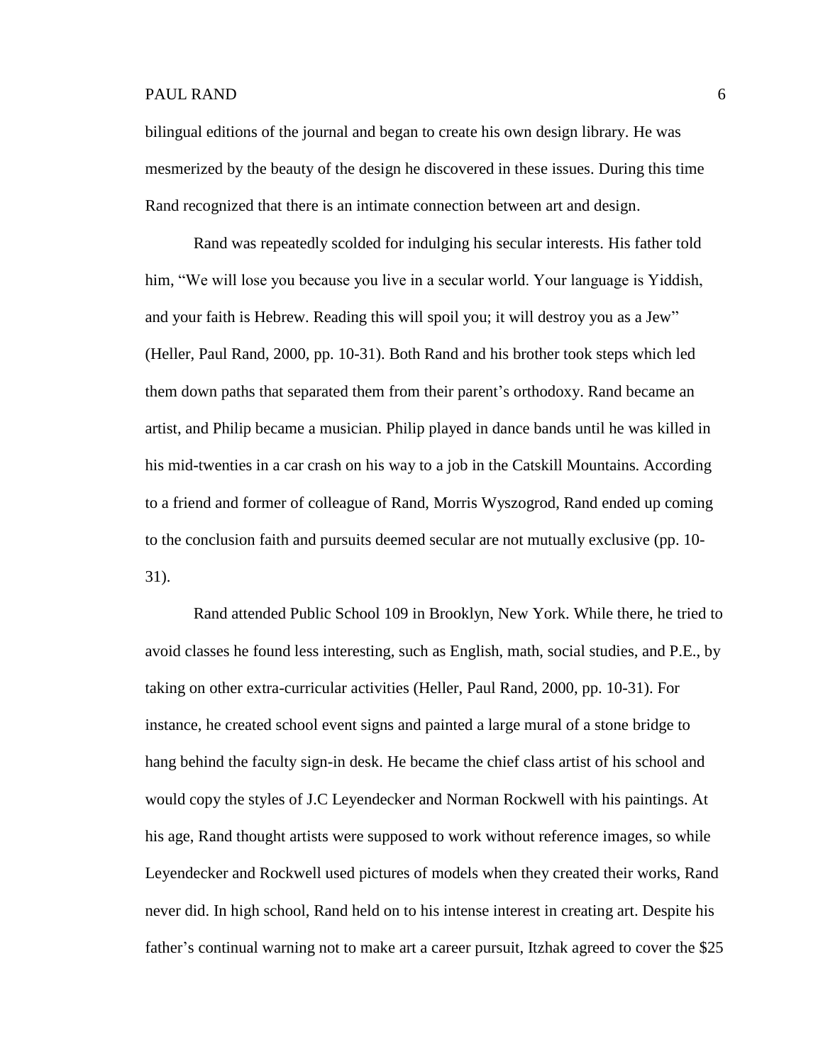bilingual editions of the journal and began to create his own design library. He was mesmerized by the beauty of the design he discovered in these issues. During this time Rand recognized that there is an intimate connection between art and design.

Rand was repeatedly scolded for indulging his secular interests. His father told him, "We will lose you because you live in a secular world. Your language is Yiddish, and your faith is Hebrew. Reading this will spoil you; it will destroy you as a Jew" (Heller, Paul Rand, 2000, pp. 10-31). Both Rand and his brother took steps which led them down paths that separated them from their parent's orthodoxy. Rand became an artist, and Philip became a musician. Philip played in dance bands until he was killed in his mid-twenties in a car crash on his way to a job in the Catskill Mountains. According to a friend and former of colleague of Rand, Morris Wyszogrod, Rand ended up coming to the conclusion faith and pursuits deemed secular are not mutually exclusive (pp. 10-31).

Rand attended Public School 109 in Brooklyn, New York. While there, he tried to avoid classes he found less interesting, such as English, math, social studies, and P.E., by taking on other extra-curricular activities (Heller, Paul Rand, 2000, pp. 10-31). For instance, he created school event signs and painted a large mural of a stone bridge to hang behind the faculty sign-in desk. He became the chief class artist of his school and would copy the styles of J.C Leyendecker and Norman Rockwell with his paintings. At his age, Rand thought artists were supposed to work without reference images, so while Leyendecker and Rockwell used pictures of models when they created their works, Rand never did. In high school, Rand held on to his intense interest in creating art. Despite his father's continual warning not to make art a career pursuit, Itzhak agreed to cover the $25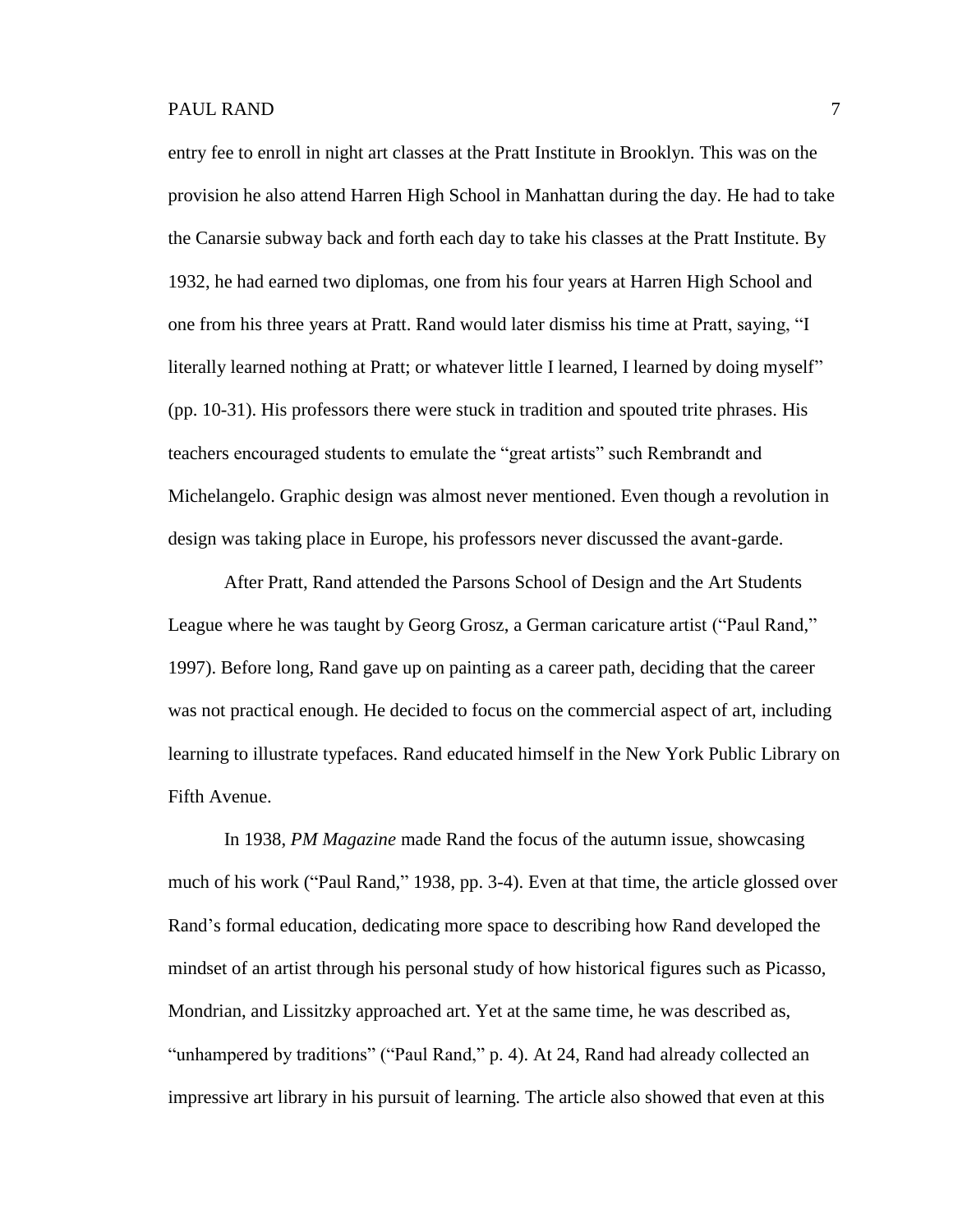entry fee to enroll in night art classes at the Pratt Institute in Brooklyn. This was on the provision he also attend Harren High School in Manhattan during the day. He had to take the Canarsie subway back and forth each day to take his classes at the Pratt Institute. By 1932, he had earned two diplomas, one from his four years at Harren High School and one from his three years at Pratt. Rand would later dismiss his time at Pratt, saying, "I literally learned nothing at Pratt; or whatever little I learned, I learned by doing myself" (pp. 10-31). His professors there were stuck in tradition and spouted trite phrases. His teachers encouraged students to emulate the "great artists" such Rembrandt and Michelangelo. Graphic design was almost never mentioned. Even though a revolution in design was taking place in Europe, his professors never discussed the avant-garde.

After Pratt, Rand attended the Parsons School of Design and the Art Students League where he was taught by Georg Grosz, a German caricature artist ("Paul Rand," 1997). Before long, Rand gave up on painting as a career path, deciding that the career was not practical enough. He decided to focus on the commercial aspect of art, including learning to illustrate typefaces. Rand educated himself in the New York Public Library on Fifth Avenue.

In 1938, *PM Magazine* made Rand the focus of the autumn issue, showcasing much of his work ("Paul Rand," 1938, pp. 3-4). Even at that time, the article glossed over Rand's formal education, dedicating more space to describing how Rand developed the mindset of an artist through his personal study of how historical figures such as Picasso, Mondrian, and Lissitzky approached art. Yet at the same time, he was described as, "unhampered by traditions" ("Paul Rand," p. 4). At 24, Rand had already collected an impressive art library in his pursuit of learning. The article also showed that even at this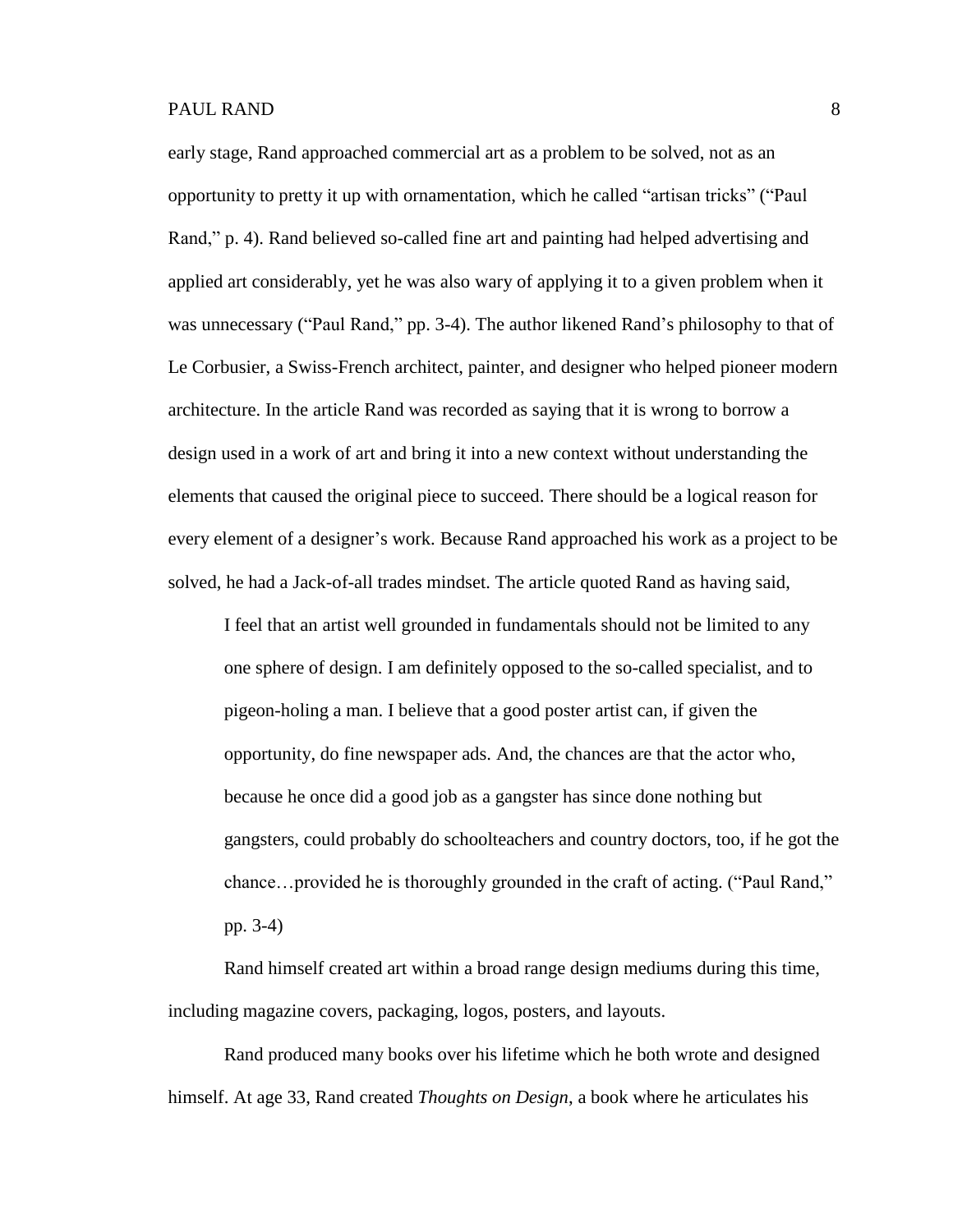early stage, Rand approached commercial art as a problem to be solved, not as an opportunity to pretty it up with ornamentation, which he called "artisan tricks" ("Paul Rand," p. 4). Rand believed so-called fine art and painting had helped advertising and applied art considerably, yet he was also wary of applying it to a given problem when it was unnecessary ("Paul Rand," pp. 3-4). The author likened Rand's philosophy to that of Le Corbusier, a Swiss-French architect, painter, and designer who helped pioneer modern architecture. In the article Rand was recorded as saying that it is wrong to borrow a design used in a work of art and bring it into a new context without understanding the elements that caused the original piece to succeed. There should be a logical reason for every element of a designer's work. Because Rand approached his work as a project to be solved, he had a Jack-of-all trades mindset. The article quoted Rand as having said,

> I feel that an artist well grounded in fundamentals should not be limited to any one sphere of design. I am definitely opposed to the so-called specialist, and to pigeon-holing a man. I believe that a good poster artist can, if given the opportunity, do fine newspaper ads. And, the chances are that the actor who, because he once did a good job as a gangster has since done nothing but gangsters, could probably do schoolteachers and country doctors, too, if he got the chance…provided he is thoroughly grounded in the craft of acting. ("Paul Rand," pp. 3-4)

Rand himself created art within a broad range design mediums during this time, including magazine covers, packaging, logos, posters, and layouts.

Rand produced many books over his lifetime which he both wrote and designed himself. At age 33, Rand created *Thoughts on Design*, a book where he articulates his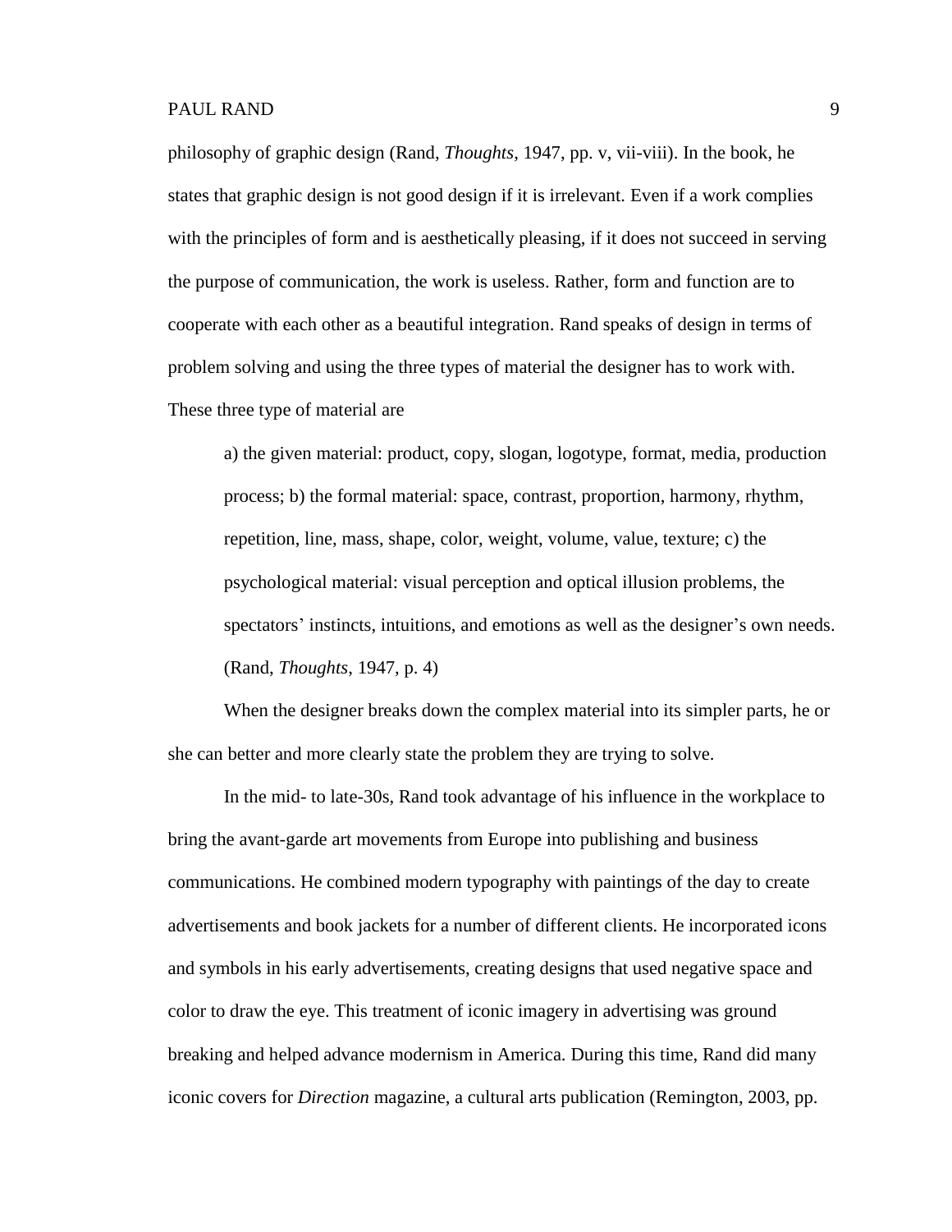philosophy of graphic design (Rand, *Thoughts*, 1947, pp. v, vii-viii). In the book, he states that graphic design is not good design if it is irrelevant. Even if a work complies with the principles of form and is aesthetically pleasing, if it does not succeed in serving the purpose of communication, the work is useless. Rather, form and function are to cooperate with each other as a beautiful integration. Rand speaks of design in terms of problem solving and using the three types of material the designer has to work with. These three type of material are

> a) the given material: product, copy, slogan, logotype, format, media, production process; b) the formal material: space, contrast, proportion, harmony, rhythm, repetition, line, mass, shape, color, weight, volume, value, texture; c) the psychological material: visual perception and optical illusion problems, the spectators' instincts, intuitions, and emotions as well as the designer's own needs. (Rand, *Thoughts*, 1947, p. 4)

When the designer breaks down the complex material into its simpler parts, he or she can better and more clearly state the problem they are trying to solve.

In the mid- to late-30s, Rand took advantage of his influence in the workplace to bring the avant-garde art movements from Europe into publishing and business communications. He combined modern typography with paintings of the day to create advertisements and book jackets for a number of different clients. He incorporated icons and symbols in his early advertisements, creating designs that used negative space and color to draw the eye. This treatment of iconic imagery in advertising was ground breaking and helped advance modernism in America. During this time, Rand did many iconic covers for *Direction* magazine, a cultural arts publication (Remington, 2003, pp.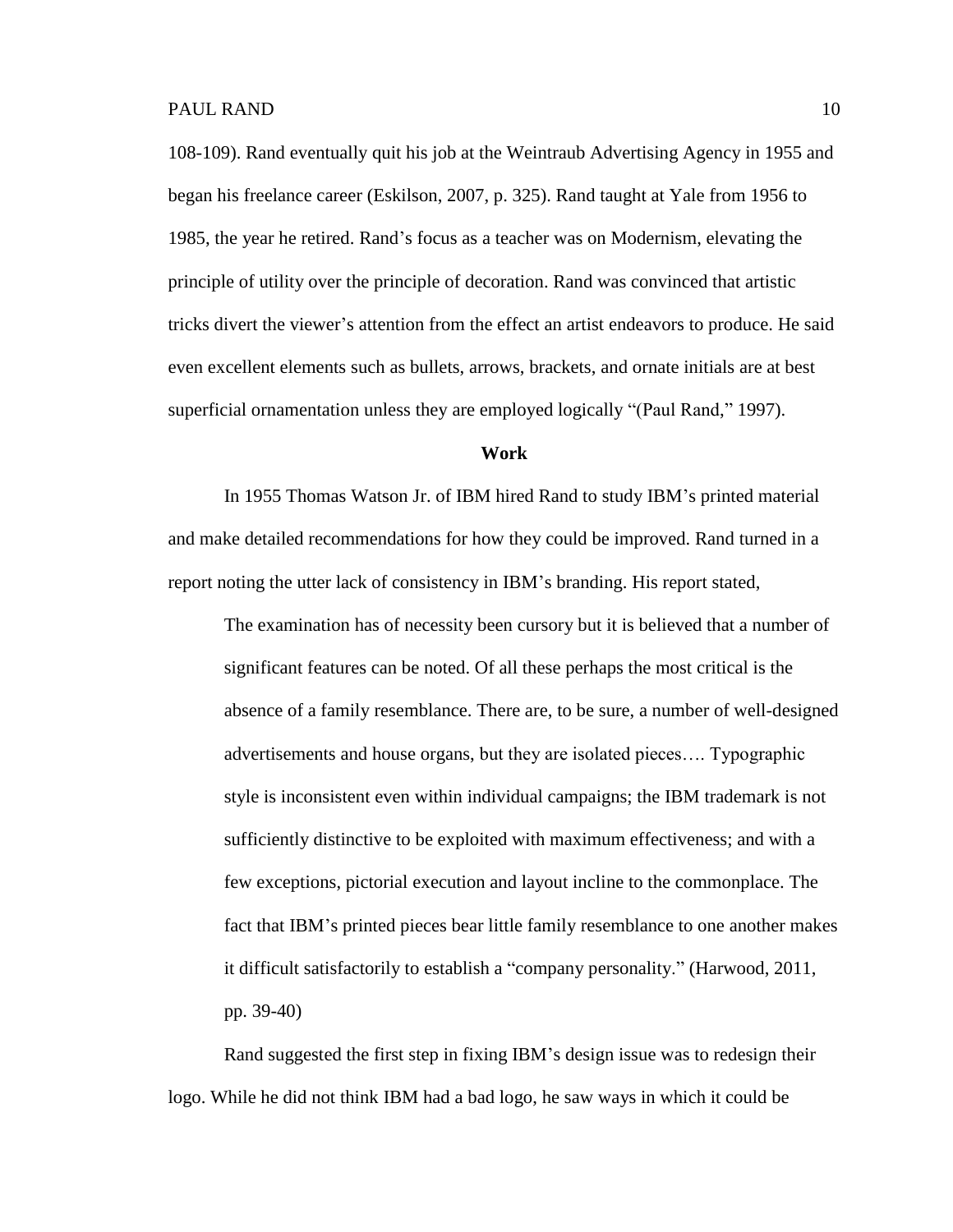108-109). Rand eventually quit his job at the Weintraub Advertising Agency in 1955 and began his freelance career (Eskilson, 2007, p. 325). Rand taught at Yale from 1956 to 1985, the year he retired. Rand's focus as a teacher was on Modernism, elevating the principle of utility over the principle of decoration. Rand was convinced that artistic tricks divert the viewer's attention from the effect an artist endeavors to produce. He said even excellent elements such as bullets, arrows, brackets, and ornate initials are at best superficial ornamentation unless they are employed logically "(Paul Rand," 1997).

## Work

In 1955 Thomas Watson Jr. of IBM hired Rand to study IBM's printed material and make detailed recommendations for how they could be improved. Rand turned in a report noting the utter lack of consistency in IBM's branding. His report stated,

> The examination has of necessity been cursory but it is believed that a number of significant features can be noted. Of all these perhaps the most critical is the absence of a family resemblance. There are, to be sure, a number of well-designed advertisements and house organs, but they are isolated pieces…. Typographic style is inconsistent even within individual campaigns; the IBM trademark is not sufficiently distinctive to be exploited with maximum effectiveness; and with a few exceptions, pictorial execution and layout incline to the commonplace. The fact that IBM's printed pieces bear little family resemblance to one another makes it difficult satisfactorily to establish a "company personality." (Harwood, 2011, pp. 39-40)

Rand suggested the first step in fixing IBM's design issue was to redesign their logo. While he did not think IBM had a bad logo, he saw ways in which it could be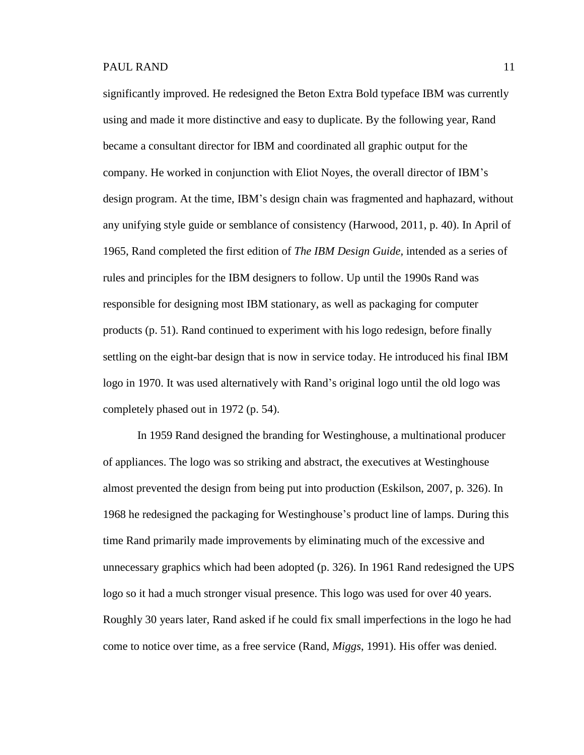significantly improved. He redesigned the Beton Extra Bold typeface IBM was currently using and made it more distinctive and easy to duplicate. By the following year, Rand became a consultant director for IBM and coordinated all graphic output for the company. He worked in conjunction with Eliot Noyes, the overall director of IBM's design program. At the time, IBM's design chain was fragmented and haphazard, without any unifying style guide or semblance of consistency (Harwood, 2011, p. 40). In April of 1965, Rand completed the first edition of *The IBM Design Guide*, intended as a series of rules and principles for the IBM designers to follow. Up until the 1990s Rand was responsible for designing most IBM stationary, as well as packaging for computer products (p. 51). Rand continued to experiment with his logo redesign, before finally settling on the eight-bar design that is now in service today. He introduced his final IBM logo in 1970. It was used alternatively with Rand's original logo until the old logo was completely phased out in 1972 (p. 54).

In 1959 Rand designed the branding for Westinghouse, a multinational producer of appliances. The logo was so striking and abstract, the executives at Westinghouse almost prevented the design from being put into production (Eskilson, 2007, p. 326). In 1968 he redesigned the packaging for Westinghouse's product line of lamps. During this time Rand primarily made improvements by eliminating much of the excessive and unnecessary graphics which had been adopted (p. 326). In 1961 Rand redesigned the UPS logo so it had a much stronger visual presence. This logo was used for over 40 years. Roughly 30 years later, Rand asked if he could fix small imperfections in the logo he had come to notice over time, as a free service (Rand, *Miggs*, 1991). His offer was denied.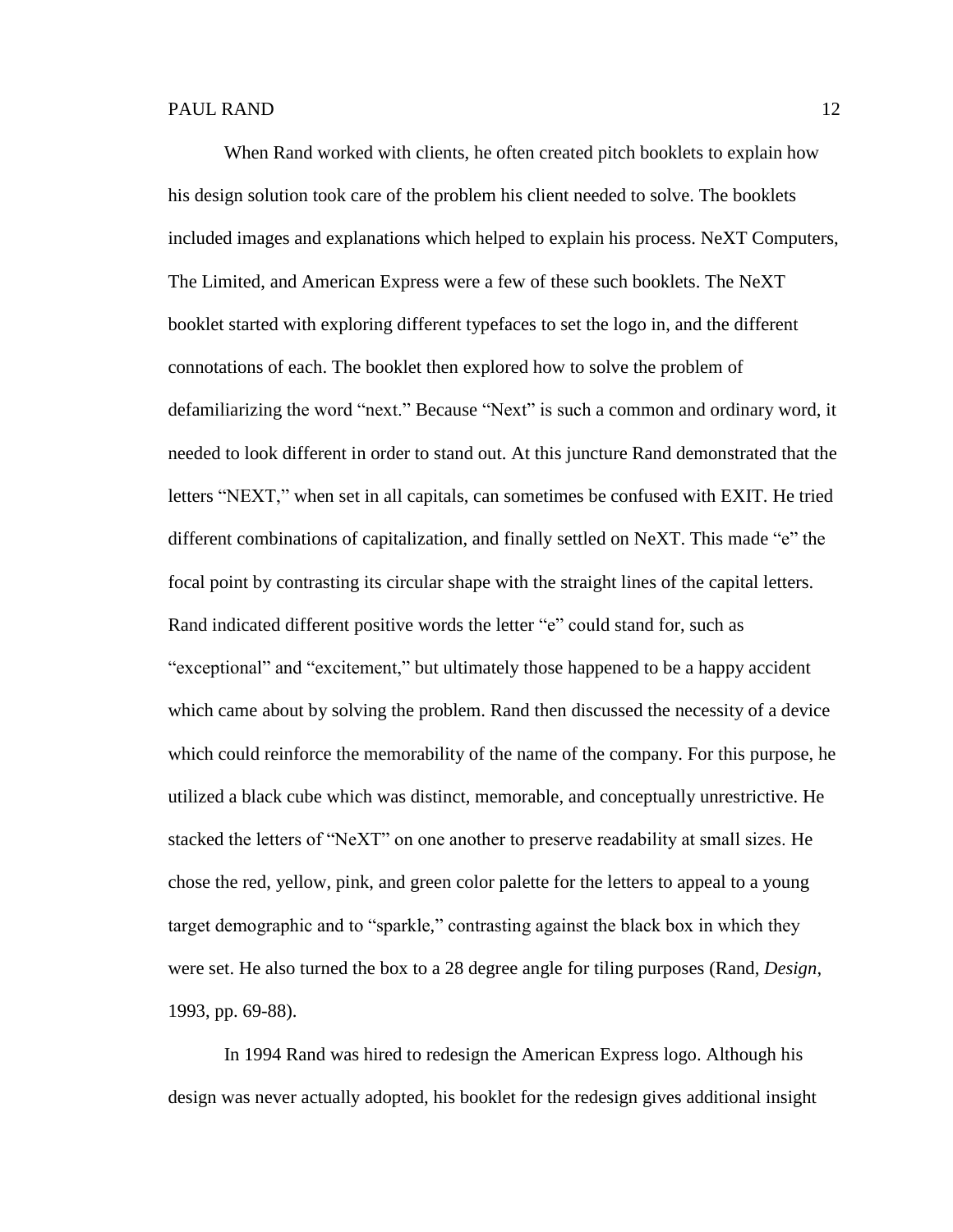When Rand worked with clients, he often created pitch booklets to explain how his design solution took care of the problem his client needed to solve. The booklets included images and explanations which helped to explain his process. NeXT Computers, The Limited, and American Express were a few of these such booklets. The NeXT booklet started with exploring different typefaces to set the logo in, and the different connotations of each. The booklet then explored how to solve the problem of defamiliarizing the word “next.” Because “Next” is such a common and ordinary word, it needed to look different in order to stand out. At this juncture Rand demonstrated that the letters “NEXT,” when set in all capitals, can sometimes be confused with EXIT. He tried different combinations of capitalization, and finally settled on NeXT. This made “e” the focal point by contrasting its circular shape with the straight lines of the capital letters. Rand indicated different positive words the letter “e” could stand for, such as “exceptional” and “excitement,” but ultimately those happened to be a happy accident which came about by solving the problem. Rand then discussed the necessity of a device which could reinforce the memorability of the name of the company. For this purpose, he utilized a black cube which was distinct, memorable, and conceptually unrestrictive. He stacked the letters of “NeXT” on one another to preserve readability at small sizes. He chose the red, yellow, pink, and green color palette for the letters to appeal to a young target demographic and to “sparkle,” contrasting against the black box in which they were set. He also turned the box to a 28 degree angle for tiling purposes (Rand, *Design*, 1993, pp. 69-88).

In 1994 Rand was hired to redesign the American Express logo. Although his design was never actually adopted, his booklet for the redesign gives additional insight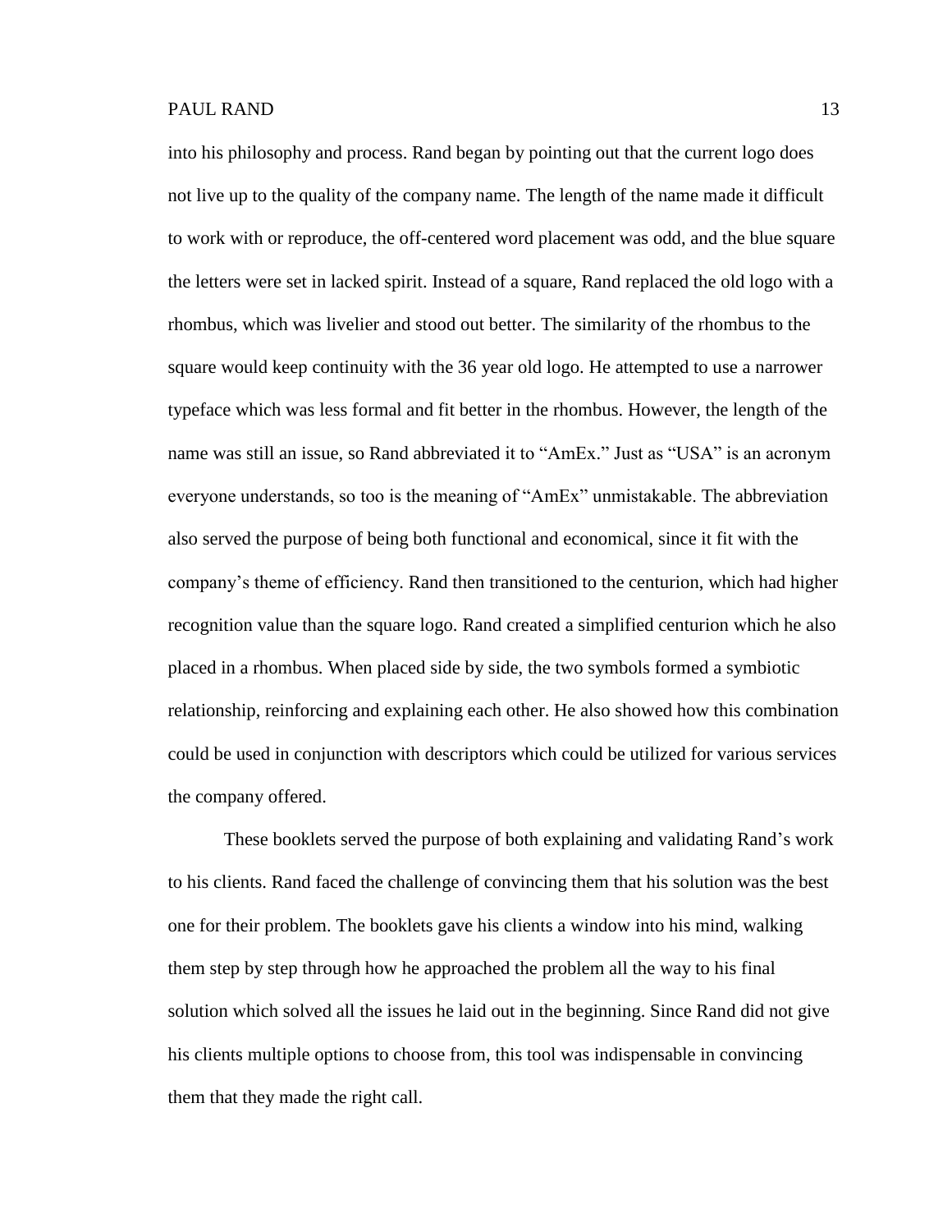into his philosophy and process. Rand began by pointing out that the current logo does not live up to the quality of the company name. The length of the name made it difficult to work with or reproduce, the off-centered word placement was odd, and the blue square the letters were set in lacked spirit. Instead of a square, Rand replaced the old logo with a rhombus, which was livelier and stood out better. The similarity of the rhombus to the square would keep continuity with the 36 year old logo. He attempted to use a narrower typeface which was less formal and fit better in the rhombus. However, the length of the name was still an issue, so Rand abbreviated it to "AmEx." Just as "USA" is an acronym everyone understands, so too is the meaning of "AmEx" unmistakable. The abbreviation also served the purpose of being both functional and economical, since it fit with the company's theme of efficiency. Rand then transitioned to the centurion, which had higher recognition value than the square logo. Rand created a simplified centurion which he also placed in a rhombus. When placed side by side, the two symbols formed a symbiotic relationship, reinforcing and explaining each other. He also showed how this combination could be used in conjunction with descriptors which could be utilized for various services the company offered.

These booklets served the purpose of both explaining and validating Rand's work to his clients. Rand faced the challenge of convincing them that his solution was the best one for their problem. The booklets gave his clients a window into his mind, walking them step by step through how he approached the problem all the way to his final solution which solved all the issues he laid out in the beginning. Since Rand did not give his clients multiple options to choose from, this tool was indispensable in convincing them that they made the right call.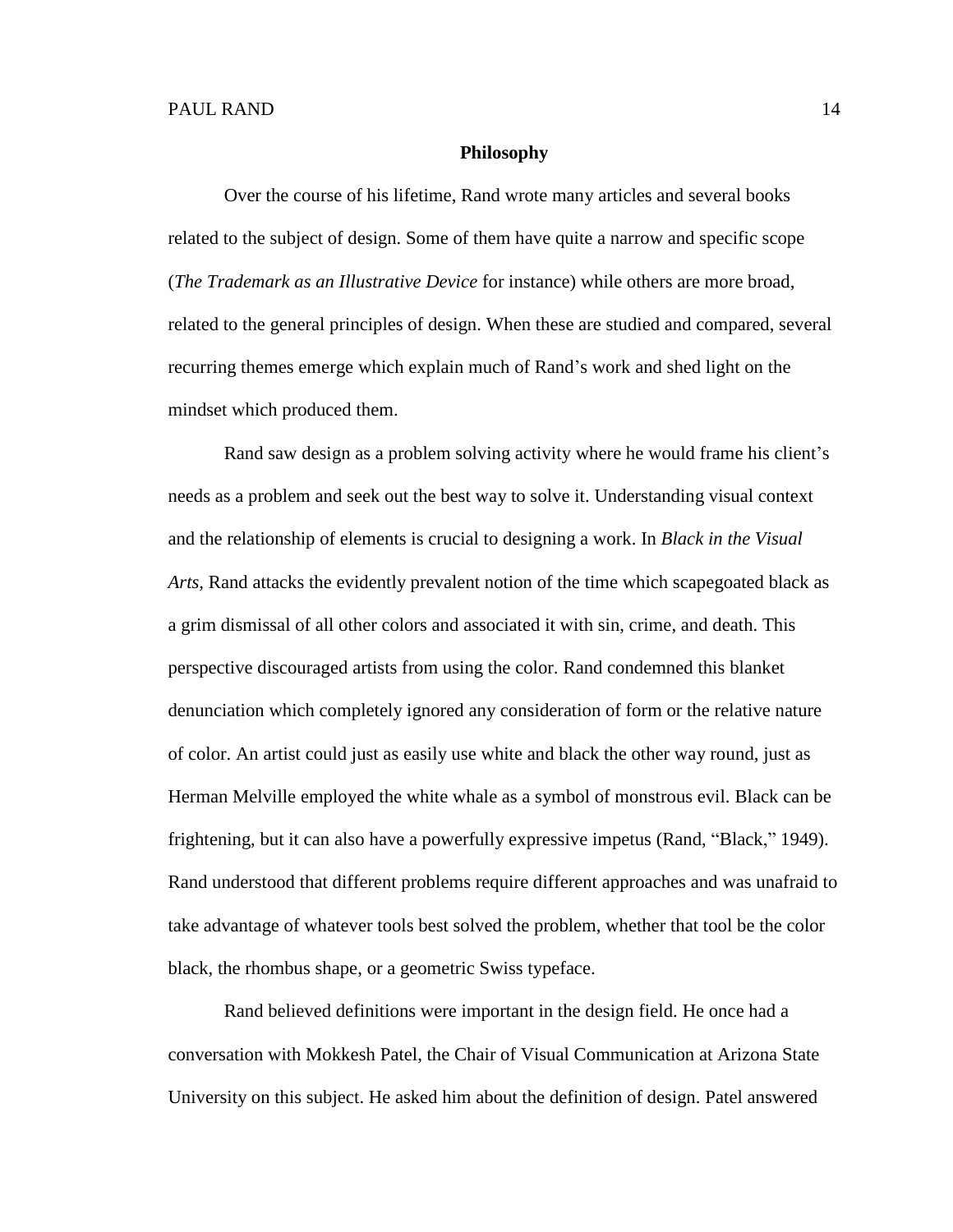## Philosophy

Over the course of his lifetime, Rand wrote many articles and several books related to the subject of design. Some of them have quite a narrow and specific scope (*The Trademark as an Illustrative Device* for instance) while others are more broad, related to the general principles of design. When these are studied and compared, several recurring themes emerge which explain much of Rand's work and shed light on the mindset which produced them.

Rand saw design as a problem solving activity where he would frame his client's needs as a problem and seek out the best way to solve it. Understanding visual context and the relationship of elements is crucial to designing a work. In *Black in the Visual Arts,* Rand attacks the evidently prevalent notion of the time which scapegoated black as a grim dismissal of all other colors and associated it with sin, crime, and death. This perspective discouraged artists from using the color. Rand condemned this blanket denunciation which completely ignored any consideration of form or the relative nature of color. An artist could just as easily use white and black the other way round, just as Herman Melville employed the white whale as a symbol of monstrous evil. Black can be frightening, but it can also have a powerfully expressive impetus (Rand, "Black," 1949). Rand understood that different problems require different approaches and was unafraid to take advantage of whatever tools best solved the problem, whether that tool be the color black, the rhombus shape, or a geometric Swiss typeface.

Rand believed definitions were important in the design field. He once had a conversation with Mokkesh Patel, the Chair of Visual Communication at Arizona State University on this subject. He asked him about the definition of design. Patel answered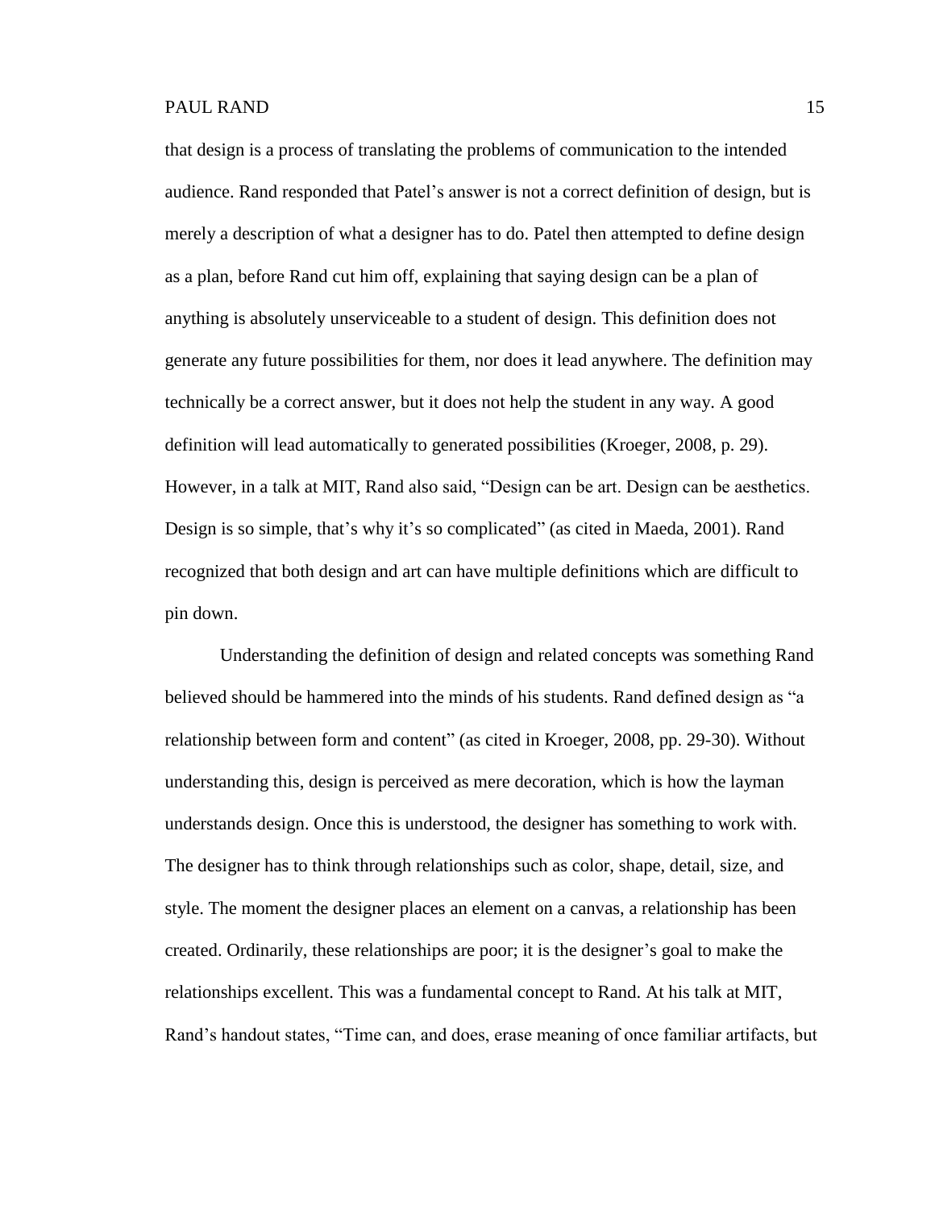that design is a process of translating the problems of communication to the intended audience. Rand responded that Patel's answer is not a correct definition of design, but is merely a description of what a designer has to do. Patel then attempted to define design as a plan, before Rand cut him off, explaining that saying design can be a plan of anything is absolutely unserviceable to a student of design. This definition does not generate any future possibilities for them, nor does it lead anywhere. The definition may technically be a correct answer, but it does not help the student in any way. A good definition will lead automatically to generated possibilities (Kroeger, 2008, p. 29). However, in a talk at MIT, Rand also said, "Design can be art. Design can be aesthetics. Design is so simple, that's why it's so complicated" (as cited in Maeda, 2001). Rand recognized that both design and art can have multiple definitions which are difficult to pin down.

Understanding the definition of design and related concepts was something Rand believed should be hammered into the minds of his students. Rand defined design as "a relationship between form and content" (as cited in Kroeger, 2008, pp. 29-30). Without understanding this, design is perceived as mere decoration, which is how the layman understands design. Once this is understood, the designer has something to work with. The designer has to think through relationships such as color, shape, detail, size, and style. The moment the designer places an element on a canvas, a relationship has been created. Ordinarily, these relationships are poor; it is the designer's goal to make the relationships excellent. This was a fundamental concept to Rand. At his talk at MIT, Rand's handout states, "Time can, and does, erase meaning of once familiar artifacts, but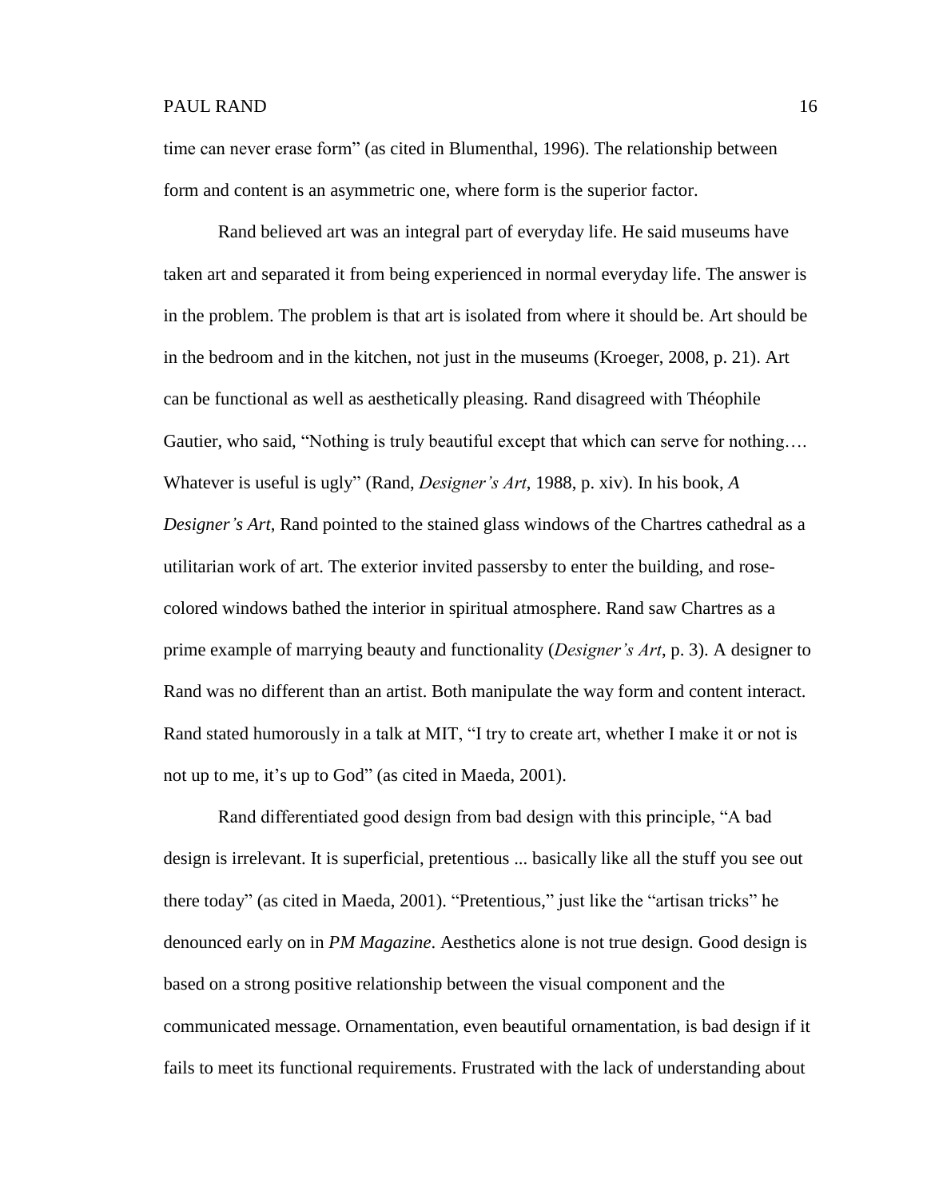time can never erase form" (as cited in Blumenthal, 1996). The relationship between form and content is an asymmetric one, where form is the superior factor.

Rand believed art was an integral part of everyday life. He said museums have taken art and separated it from being experienced in normal everyday life. The answer is in the problem. The problem is that art is isolated from where it should be. Art should be in the bedroom and in the kitchen, not just in the museums (Kroeger, 2008, p. 21). Art can be functional as well as aesthetically pleasing. Rand disagreed with Théophile Gautier, who said, "Nothing is truly beautiful except that which can serve for nothing…. Whatever is useful is ugly" (Rand, *Designer's Art*, 1988, p. xiv). In his book, *A Designer's Art*, Rand pointed to the stained glass windows of the Chartres cathedral as a utilitarian work of art. The exterior invited passersby to enter the building, and rose-colored windows bathed the interior in spiritual atmosphere. Rand saw Chartres as a prime example of marrying beauty and functionality (*Designer's Art*, p. 3). A designer to Rand was no different than an artist. Both manipulate the way form and content interact. Rand stated humorously in a talk at MIT, "I try to create art, whether I make it or not is not up to me, it's up to God" (as cited in Maeda, 2001).

Rand differentiated good design from bad design with this principle, "A bad design is irrelevant. It is superficial, pretentious ... basically like all the stuff you see out there today" (as cited in Maeda, 2001). "Pretentious," just like the "artisan tricks" he denounced early on in *PM Magazine*. Aesthetics alone is not true design. Good design is based on a strong positive relationship between the visual component and the communicated message. Ornamentation, even beautiful ornamentation, is bad design if it fails to meet its functional requirements. Frustrated with the lack of understanding about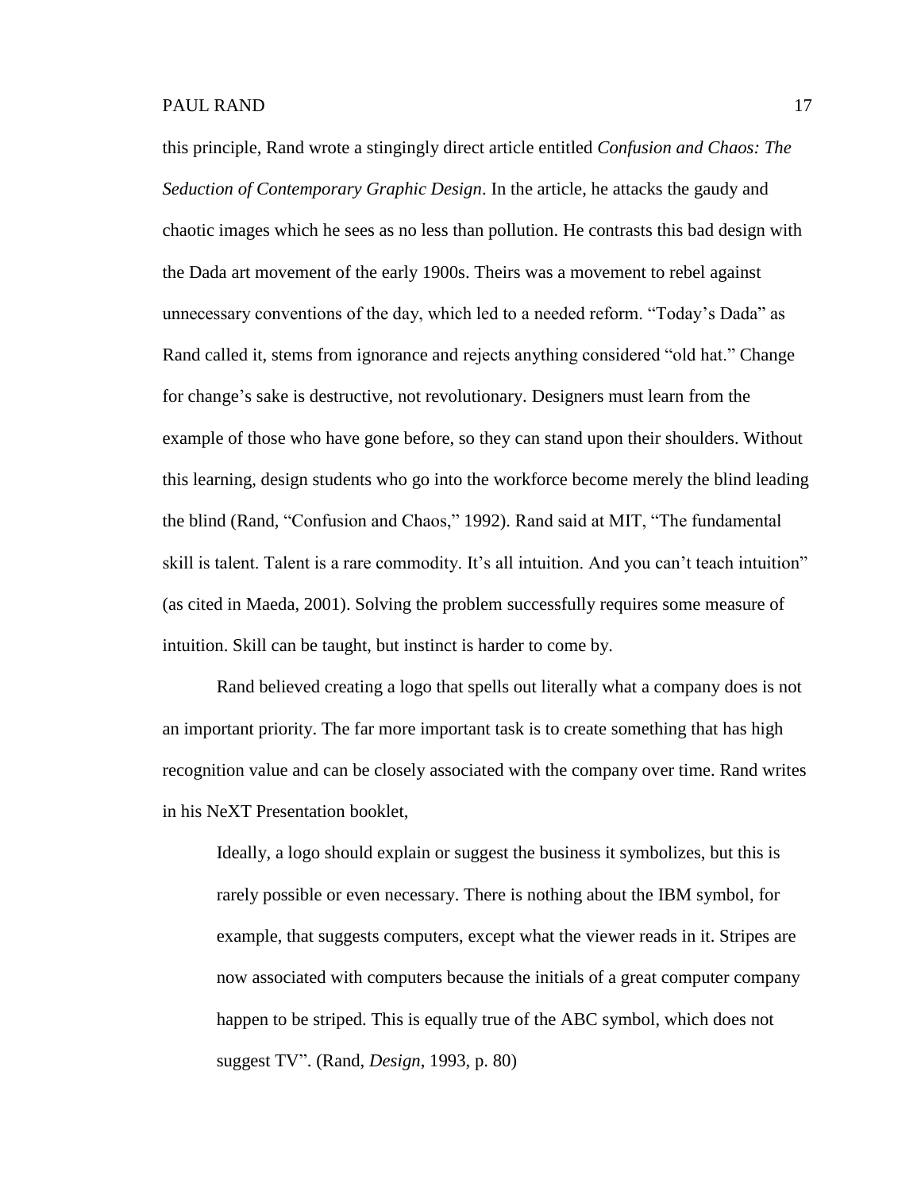this principle, Rand wrote a stingingly direct article entitled *Confusion and Chaos: The Seduction of Contemporary Graphic Design*. In the article, he attacks the gaudy and chaotic images which he sees as no less than pollution. He contrasts this bad design with the Dada art movement of the early 1900s. Theirs was a movement to rebel against unnecessary conventions of the day, which led to a needed reform. "Today's Dada" as Rand called it, stems from ignorance and rejects anything considered "old hat." Change for change's sake is destructive, not revolutionary. Designers must learn from the example of those who have gone before, so they can stand upon their shoulders. Without this learning, design students who go into the workforce become merely the blind leading the blind (Rand, "Confusion and Chaos," 1992). Rand said at MIT, "The fundamental skill is talent. Talent is a rare commodity. It's all intuition. And you can't teach intuition" (as cited in Maeda, 2001). Solving the problem successfully requires some measure of intuition. Skill can be taught, but instinct is harder to come by.

Rand believed creating a logo that spells out literally what a company does is not an important priority. The far more important task is to create something that has high recognition value and can be closely associated with the company over time. Rand writes in his NeXT Presentation booklet,

> Ideally, a logo should explain or suggest the business it symbolizes, but this is rarely possible or even necessary. There is nothing about the IBM symbol, for example, that suggests computers, except what the viewer reads in it. Stripes are now associated with computers because the initials of a great computer company happen to be striped. This is equally true of the ABC symbol, which does not suggest TV". (Rand, *Design*, 1993, p. 80)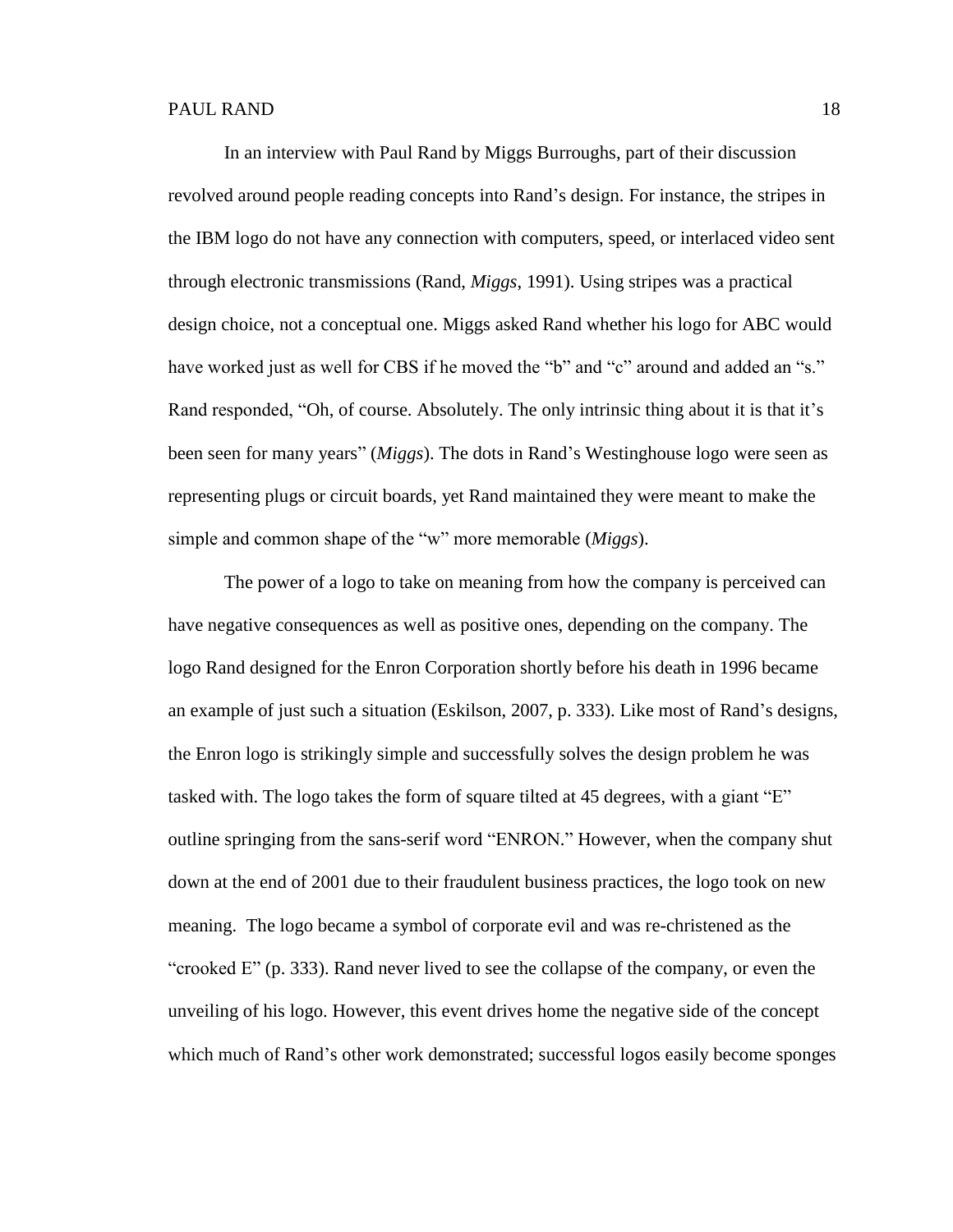In an interview with Paul Rand by Miggs Burroughs, part of their discussion revolved around people reading concepts into Rand's design. For instance, the stripes in the IBM logo do not have any connection with computers, speed, or interlaced video sent through electronic transmissions (Rand, *Miggs*, 1991). Using stripes was a practical design choice, not a conceptual one. Miggs asked Rand whether his logo for ABC would have worked just as well for CBS if he moved the "b" and "c" around and added an "s." Rand responded, "Oh, of course. Absolutely. The only intrinsic thing about it is that it's been seen for many years" (*Miggs*). The dots in Rand's Westinghouse logo were seen as representing plugs or circuit boards, yet Rand maintained they were meant to make the simple and common shape of the "w" more memorable (*Miggs*).

The power of a logo to take on meaning from how the company is perceived can have negative consequences as well as positive ones, depending on the company. The logo Rand designed for the Enron Corporation shortly before his death in 1996 became an example of just such a situation (Eskilson, 2007, p. 333). Like most of Rand's designs, the Enron logo is strikingly simple and successfully solves the design problem he was tasked with. The logo takes the form of square tilted at 45 degrees, with a giant "E" outline springing from the sans-serif word "ENRON." However, when the company shut down at the end of 2001 due to their fraudulent business practices, the logo took on new meaning. The logo became a symbol of corporate evil and was re-christened as the "crooked E" (p. 333). Rand never lived to see the collapse of the company, or even the unveiling of his logo. However, this event drives home the negative side of the concept which much of Rand's other work demonstrated; successful logos easily become sponges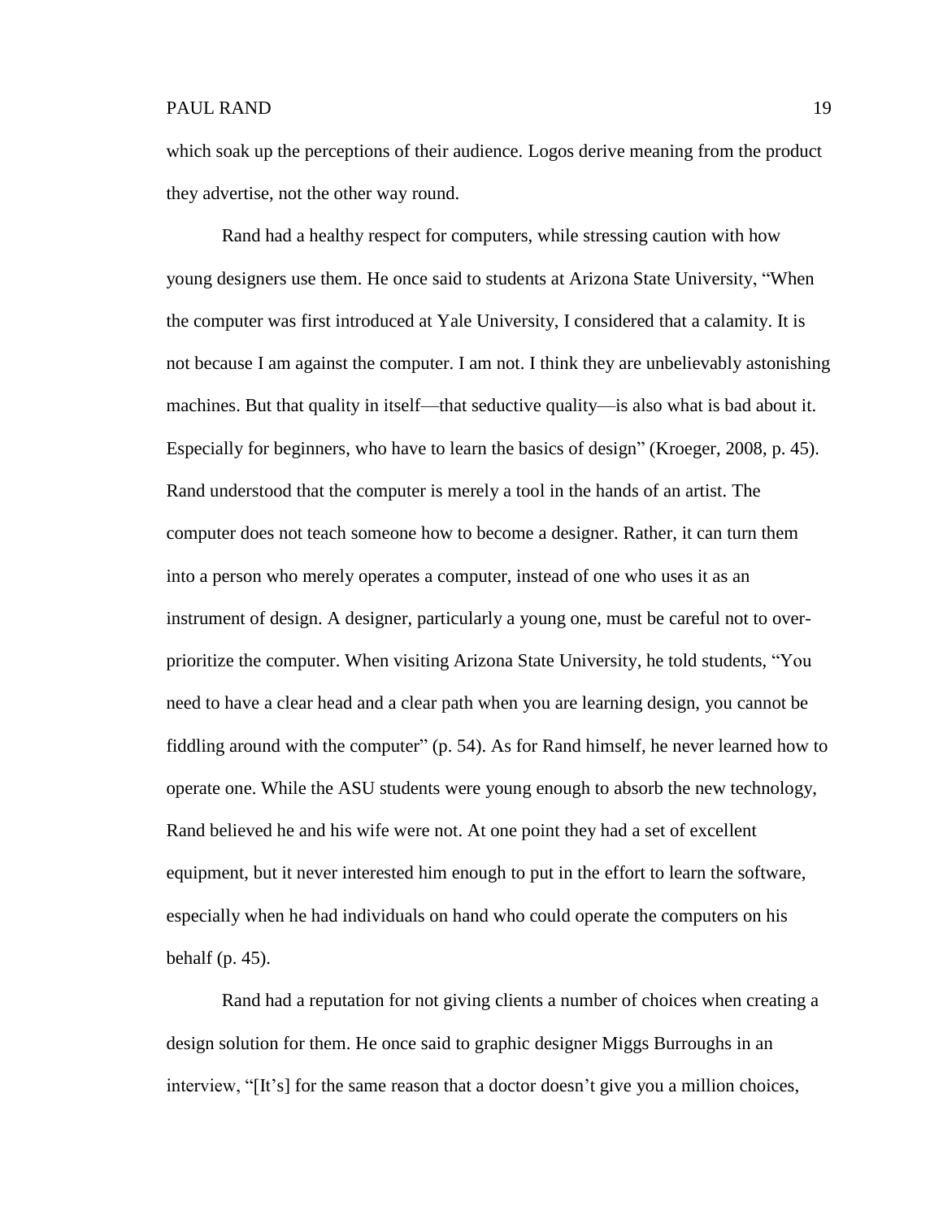which soak up the perceptions of their audience. Logos derive meaning from the product they advertise, not the other way round.

Rand had a healthy respect for computers, while stressing caution with how young designers use them. He once said to students at Arizona State University, “When the computer was first introduced at Yale University, I considered that a calamity. It is not because I am against the computer. I am not. I think they are unbelievably astonishing machines. But that quality in itself—that seductive quality—is also what is bad about it. Especially for beginners, who have to learn the basics of design” (Kroeger, 2008, p. 45). Rand understood that the computer is merely a tool in the hands of an artist. The computer does not teach someone how to become a designer. Rather, it can turn them into a person who merely operates a computer, instead of one who uses it as an instrument of design. A designer, particularly a young one, must be careful not to over-prioritize the computer. When visiting Arizona State University, he told students, “You need to have a clear head and a clear path when you are learning design, you cannot be fiddling around with the computer” (p. 54). As for Rand himself, he never learned how to operate one. While the ASU students were young enough to absorb the new technology, Rand believed he and his wife were not. At one point they had a set of excellent equipment, but it never interested him enough to put in the effort to learn the software, especially when he had individuals on hand who could operate the computers on his behalf (p. 45).

Rand had a reputation for not giving clients a number of choices when creating a design solution for them. He once said to graphic designer Miggs Burroughs in an interview, “[It’s] for the same reason that a doctor doesn’t give you a million choices,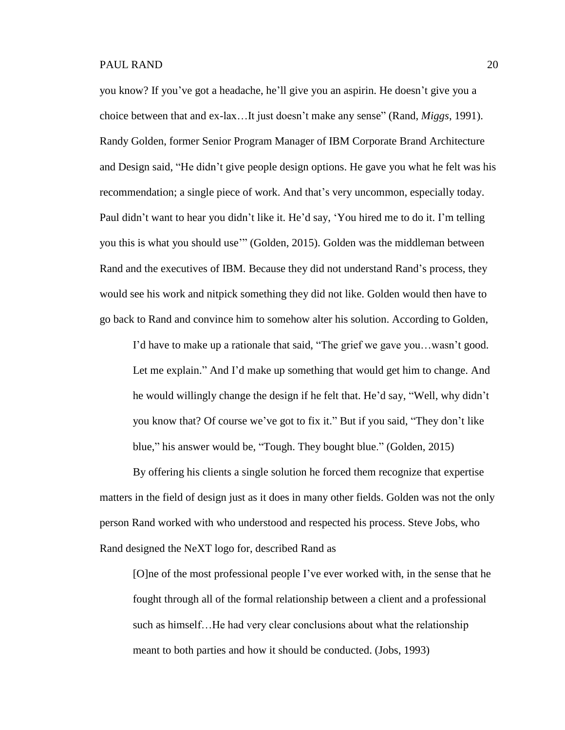you know? If you've got a headache, he'll give you an aspirin. He doesn't give you a choice between that and ex-lax…It just doesn't make any sense" (Rand, *Miggs*, 1991). Randy Golden, former Senior Program Manager of IBM Corporate Brand Architecture and Design said, "He didn't give people design options. He gave you what he felt was his recommendation; a single piece of work. And that's very uncommon, especially today. Paul didn't want to hear you didn't like it. He'd say, 'You hired me to do it. I'm telling you this is what you should use'" (Golden, 2015). Golden was the middleman between Rand and the executives of IBM. Because they did not understand Rand's process, they would see his work and nitpick something they did not like. Golden would then have to go back to Rand and convince him to somehow alter his solution. According to Golden,

> I'd have to make up a rationale that said, "The grief we gave you…wasn't good. Let me explain." And I'd make up something that would get him to change. And he would willingly change the design if he felt that. He'd say, "Well, why didn't you know that? Of course we've got to fix it." But if you said, "They don't like blue," his answer would be, "Tough. They bought blue." (Golden, 2015)

By offering his clients a single solution he forced them recognize that expertise matters in the field of design just as it does in many other fields. Golden was not the only person Rand worked with who understood and respected his process. Steve Jobs, who Rand designed the NeXT logo for, described Rand as

> [O]ne of the most professional people I've ever worked with, in the sense that he fought through all of the formal relationship between a client and a professional such as himself…He had very clear conclusions about what the relationship meant to both parties and how it should be conducted. (Jobs, 1993)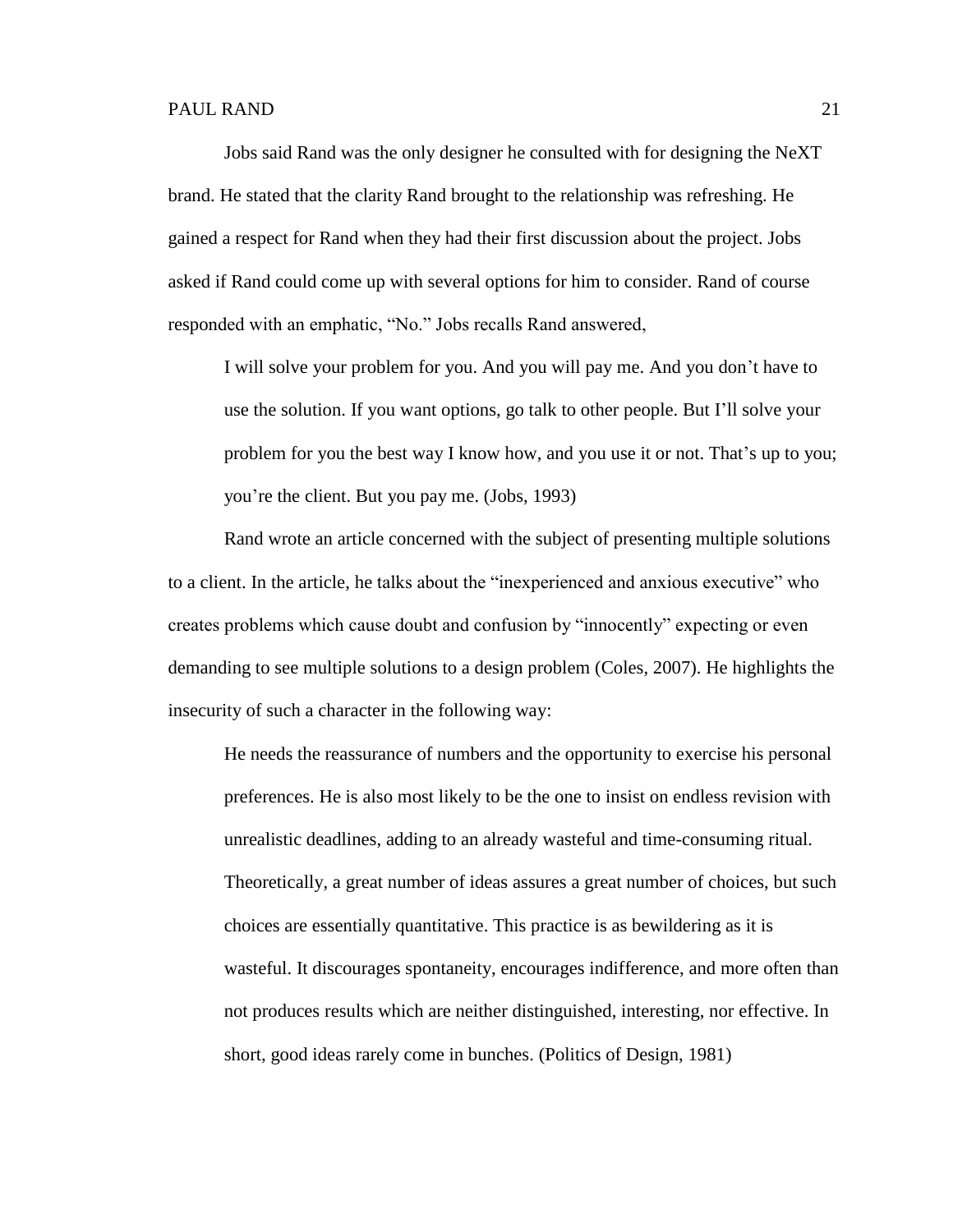Jobs said Rand was the only designer he consulted with for designing the NeXT brand. He stated that the clarity Rand brought to the relationship was refreshing. He gained a respect for Rand when they had their first discussion about the project. Jobs asked if Rand could come up with several options for him to consider. Rand of course responded with an emphatic, "No." Jobs recalls Rand answered,

> I will solve your problem for you. And you will pay me. And you don't have to use the solution. If you want options, go talk to other people. But I'll solve your problem for you the best way I know how, and you use it or not. That's up to you; you're the client. But you pay me. (Jobs, 1993)

Rand wrote an article concerned with the subject of presenting multiple solutions to a client. In the article, he talks about the "inexperienced and anxious executive" who creates problems which cause doubt and confusion by "innocently" expecting or even demanding to see multiple solutions to a design problem (Coles, 2007). He highlights the insecurity of such a character in the following way:

> He needs the reassurance of numbers and the opportunity to exercise his personal preferences. He is also most likely to be the one to insist on endless revision with unrealistic deadlines, adding to an already wasteful and time-consuming ritual. Theoretically, a great number of ideas assures a great number of choices, but such choices are essentially quantitative. This practice is as bewildering as it is wasteful. It discourages spontaneity, encourages indifference, and more often than not produces results which are neither distinguished, interesting, nor effective. In short, good ideas rarely come in bunches. (Politics of Design, 1981)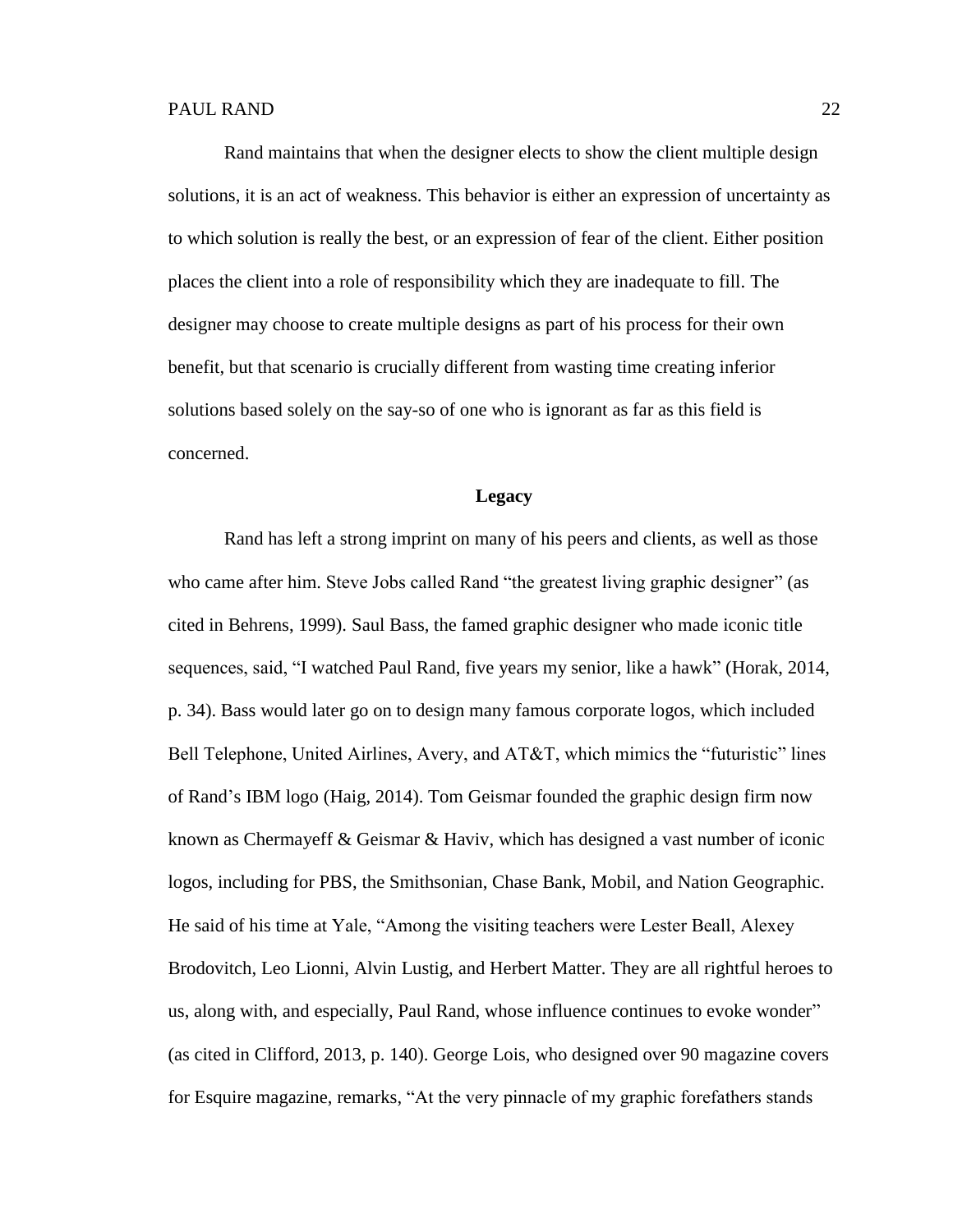Rand maintains that when the designer elects to show the client multiple design solutions, it is an act of weakness. This behavior is either an expression of uncertainty as to which solution is really the best, or an expression of fear of the client. Either position places the client into a role of responsibility which they are inadequate to fill. The designer may choose to create multiple designs as part of his process for their own benefit, but that scenario is crucially different from wasting time creating inferior solutions based solely on the say-so of one who is ignorant as far as this field is concerned.

## Legacy

Rand has left a strong imprint on many of his peers and clients, as well as those who came after him. Steve Jobs called Rand "the greatest living graphic designer" (as cited in Behrens, 1999). Saul Bass, the famed graphic designer who made iconic title sequences, said, "I watched Paul Rand, five years my senior, like a hawk" (Horak, 2014, p. 34). Bass would later go on to design many famous corporate logos, which included Bell Telephone, United Airlines, Avery, and AT&T, which mimics the "futuristic" lines of Rand's IBM logo (Haig, 2014). Tom Geismar founded the graphic design firm now known as Chermayeff & Geismar & Haviv, which has designed a vast number of iconic logos, including for PBS, the Smithsonian, Chase Bank, Mobil, and Nation Geographic. He said of his time at Yale, "Among the visiting teachers were Lester Beall, Alexey Brodovitch, Leo Lionni, Alvin Lustig, and Herbert Matter. They are all rightful heroes to us, along with, and especially, Paul Rand, whose influence continues to evoke wonder" (as cited in Clifford, 2013, p. 140). George Lois, who designed over 90 magazine covers for Esquire magazine, remarks, "At the very pinnacle of my graphic forefathers stands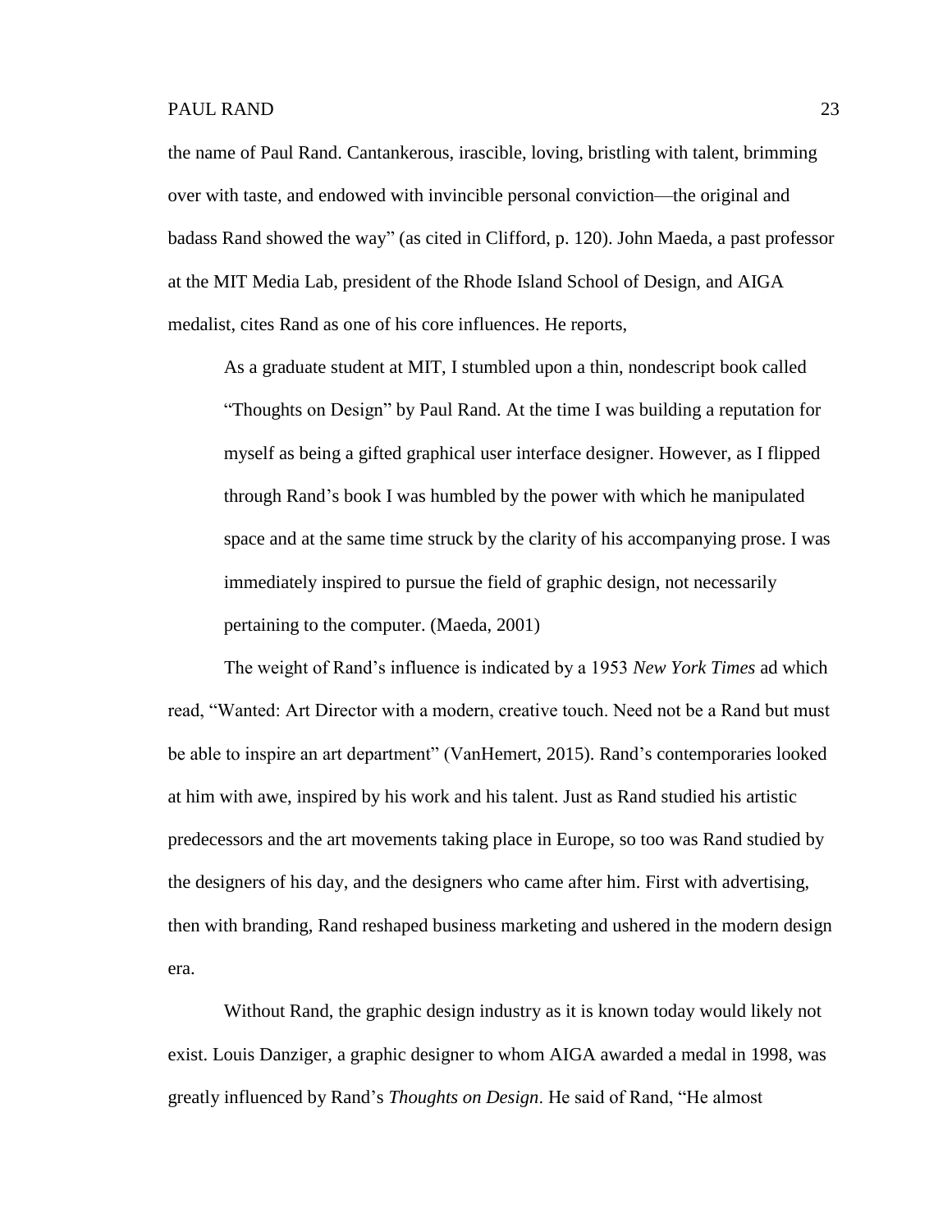the name of Paul Rand. Cantankerous, irascible, loving, bristling with talent, brimming over with taste, and endowed with invincible personal conviction—the original and badass Rand showed the way" (as cited in Clifford, p. 120). John Maeda, a past professor at the MIT Media Lab, president of the Rhode Island School of Design, and AIGA medalist, cites Rand as one of his core influences. He reports,

> As a graduate student at MIT, I stumbled upon a thin, nondescript book called "Thoughts on Design" by Paul Rand. At the time I was building a reputation for myself as being a gifted graphical user interface designer. However, as I flipped through Rand's book I was humbled by the power with which he manipulated space and at the same time struck by the clarity of his accompanying prose. I was immediately inspired to pursue the field of graphic design, not necessarily pertaining to the computer. (Maeda, 2001)

The weight of Rand's influence is indicated by a 1953 *New York Times* ad which read, "Wanted: Art Director with a modern, creative touch. Need not be a Rand but must be able to inspire an art department" (VanHemert, 2015). Rand's contemporaries looked at him with awe, inspired by his work and his talent. Just as Rand studied his artistic predecessors and the art movements taking place in Europe, so too was Rand studied by the designers of his day, and the designers who came after him. First with advertising, then with branding, Rand reshaped business marketing and ushered in the modern design era.

Without Rand, the graphic design industry as it is known today would likely not exist. Louis Danziger, a graphic designer to whom AIGA awarded a medal in 1998, was greatly influenced by Rand's *Thoughts on Design*. He said of Rand, "He almost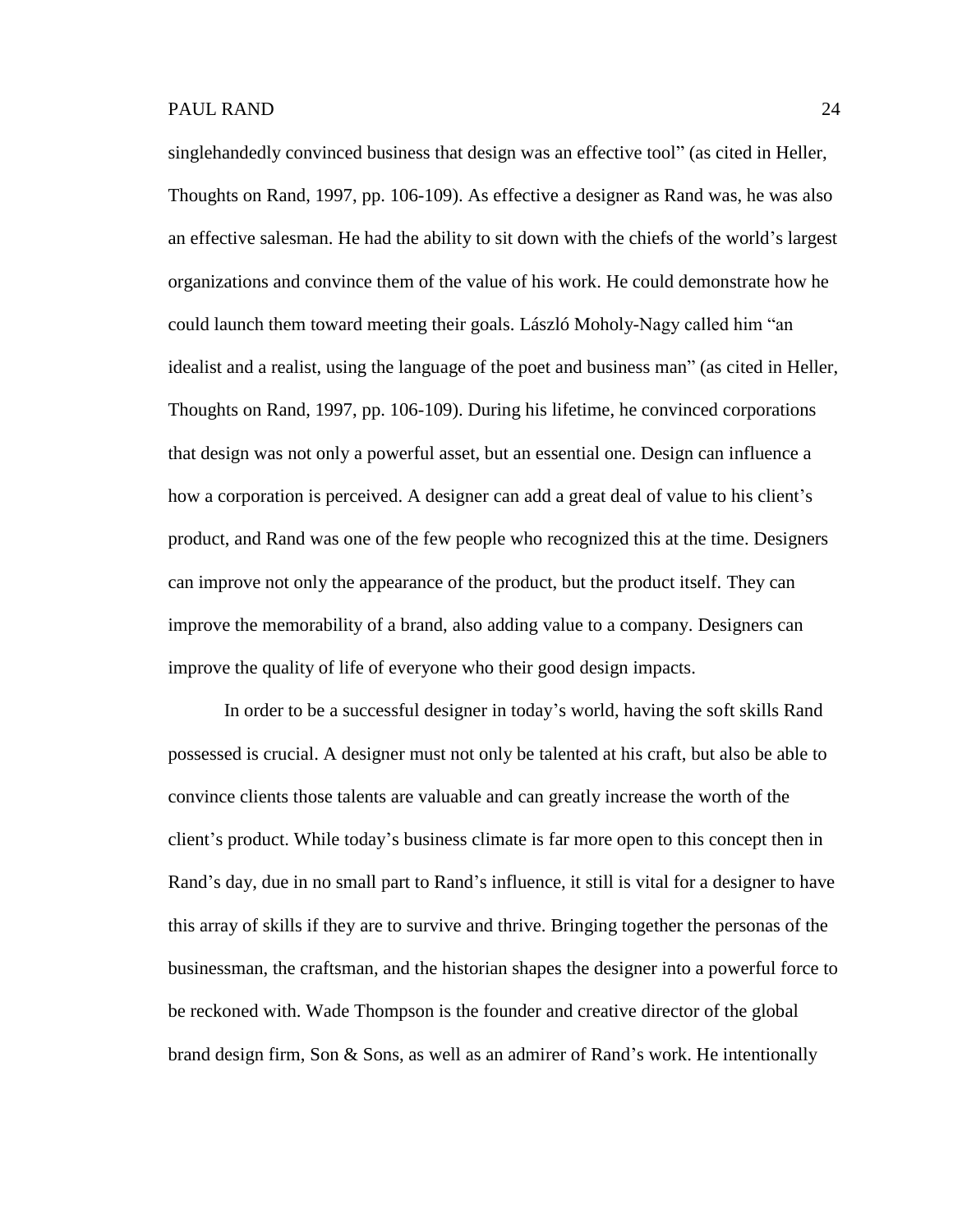singlehandedly convinced business that design was an effective tool" (as cited in Heller, Thoughts on Rand, 1997, pp. 106-109). As effective a designer as Rand was, he was also an effective salesman. He had the ability to sit down with the chiefs of the world's largest organizations and convince them of the value of his work. He could demonstrate how he could launch them toward meeting their goals. László Moholy-Nagy called him "an idealist and a realist, using the language of the poet and business man" (as cited in Heller, Thoughts on Rand, 1997, pp. 106-109). During his lifetime, he convinced corporations that design was not only a powerful asset, but an essential one. Design can influence a how a corporation is perceived. A designer can add a great deal of value to his client's product, and Rand was one of the few people who recognized this at the time. Designers can improve not only the appearance of the product, but the product itself. They can improve the memorability of a brand, also adding value to a company. Designers can improve the quality of life of everyone who their good design impacts.

In order to be a successful designer in today's world, having the soft skills Rand possessed is crucial. A designer must not only be talented at his craft, but also be able to convince clients those talents are valuable and can greatly increase the worth of the client's product. While today's business climate is far more open to this concept then in Rand's day, due in no small part to Rand's influence, it still is vital for a designer to have this array of skills if they are to survive and thrive. Bringing together the personas of the businessman, the craftsman, and the historian shapes the designer into a powerful force to be reckoned with. Wade Thompson is the founder and creative director of the global brand design firm, Son & Sons, as well as an admirer of Rand's work. He intentionally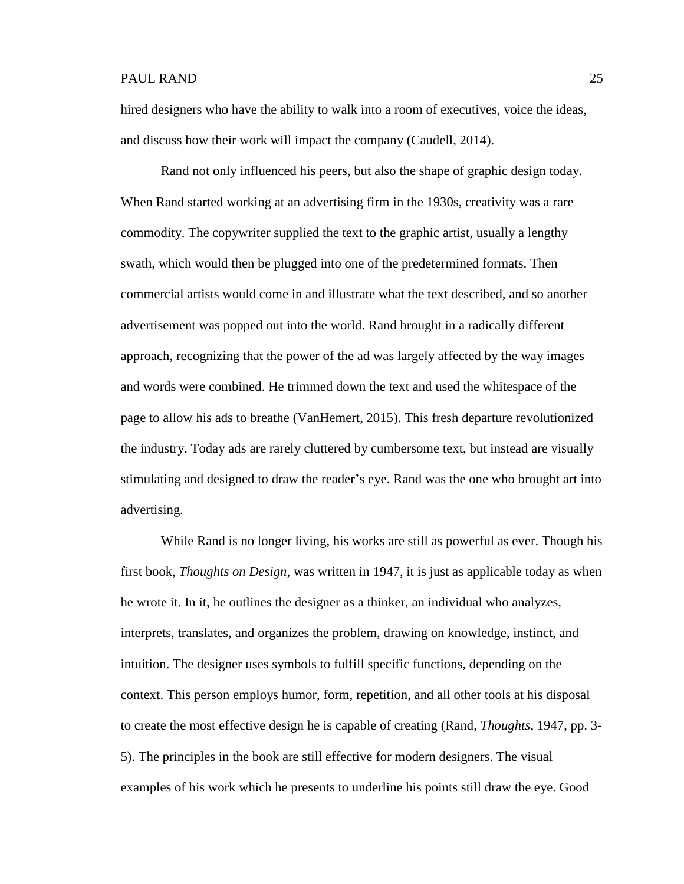hired designers who have the ability to walk into a room of executives, voice the ideas, and discuss how their work will impact the company (Caudell, 2014).

Rand not only influenced his peers, but also the shape of graphic design today. When Rand started working at an advertising firm in the 1930s, creativity was a rare commodity. The copywriter supplied the text to the graphic artist, usually a lengthy swath, which would then be plugged into one of the predetermined formats. Then commercial artists would come in and illustrate what the text described, and so another advertisement was popped out into the world. Rand brought in a radically different approach, recognizing that the power of the ad was largely affected by the way images and words were combined. He trimmed down the text and used the whitespace of the page to allow his ads to breathe (VanHemert, 2015). This fresh departure revolutionized the industry. Today ads are rarely cluttered by cumbersome text, but instead are visually stimulating and designed to draw the reader's eye. Rand was the one who brought art into advertising.

While Rand is no longer living, his works are still as powerful as ever. Though his first book, *Thoughts on Design*, was written in 1947, it is just as applicable today as when he wrote it. In it, he outlines the designer as a thinker, an individual who analyzes, interprets, translates, and organizes the problem, drawing on knowledge, instinct, and intuition. The designer uses symbols to fulfill specific functions, depending on the context. This person employs humor, form, repetition, and all other tools at his disposal to create the most effective design he is capable of creating (Rand, *Thoughts*, 1947, pp. 3-5). The principles in the book are still effective for modern designers. The visual examples of his work which he presents to underline his points still draw the eye. Good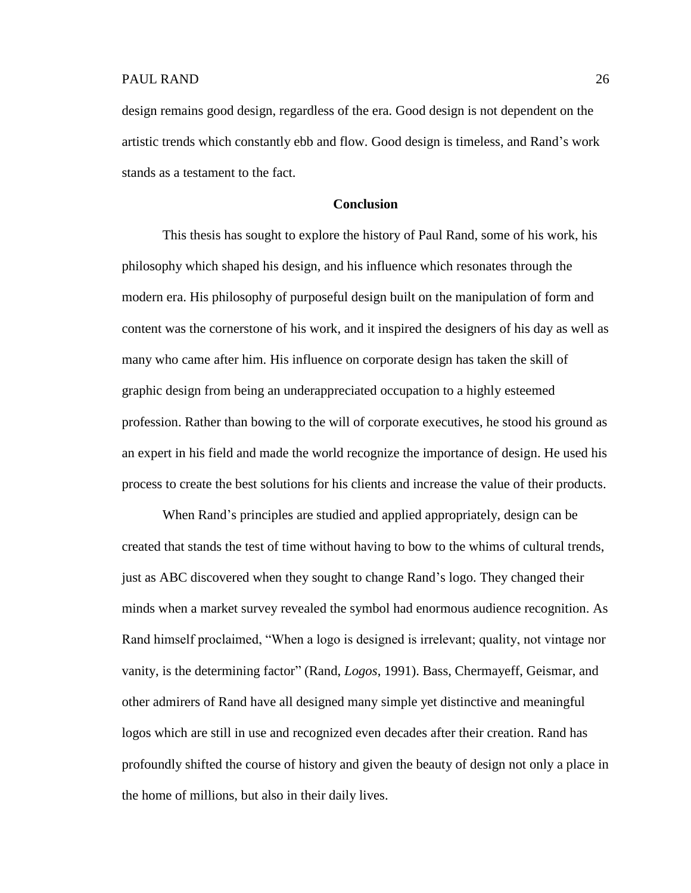design remains good design, regardless of the era. Good design is not dependent on the artistic trends which constantly ebb and flow. Good design is timeless, and Rand's work stands as a testament to the fact.

## Conclusion

This thesis has sought to explore the history of Paul Rand, some of his work, his philosophy which shaped his design, and his influence which resonates through the modern era. His philosophy of purposeful design built on the manipulation of form and content was the cornerstone of his work, and it inspired the designers of his day as well as many who came after him. His influence on corporate design has taken the skill of graphic design from being an underappreciated occupation to a highly esteemed profession. Rather than bowing to the will of corporate executives, he stood his ground as an expert in his field and made the world recognize the importance of design. He used his process to create the best solutions for his clients and increase the value of their products.

When Rand's principles are studied and applied appropriately, design can be created that stands the test of time without having to bow to the whims of cultural trends, just as ABC discovered when they sought to change Rand's logo. They changed their minds when a market survey revealed the symbol had enormous audience recognition. As Rand himself proclaimed, "When a logo is designed is irrelevant; quality, not vintage nor vanity, is the determining factor" (Rand, *Logos*, 1991). Bass, Chermayeff, Geismar, and other admirers of Rand have all designed many simple yet distinctive and meaningful logos which are still in use and recognized even decades after their creation. Rand has profoundly shifted the course of history and given the beauty of design not only a place in the home of millions, but also in their daily lives.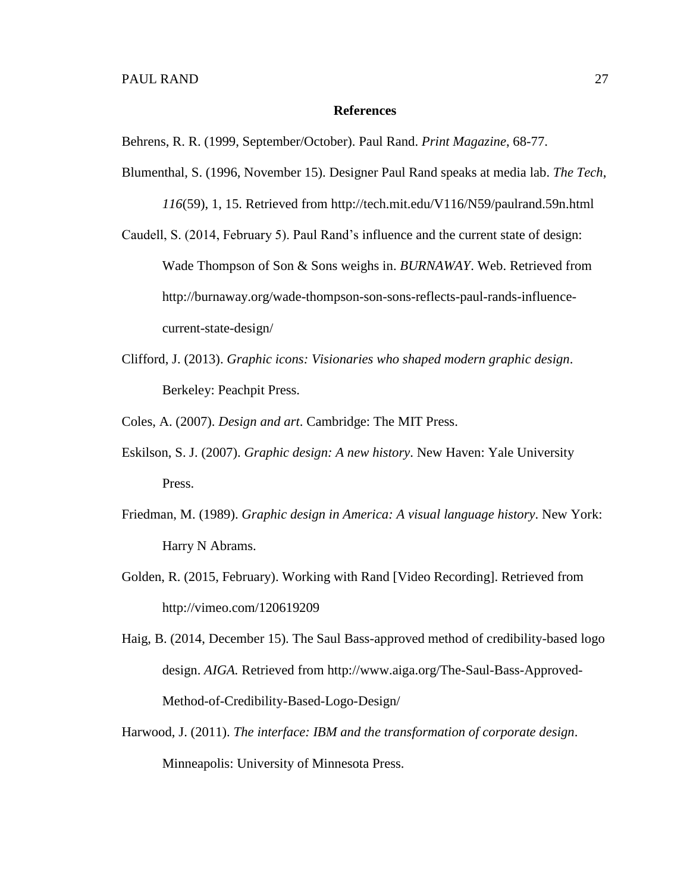## References

Behrens, R. R. (1999, September/October). Paul Rand. *Print Magazine*, 68-77.

Blumenthal, S. (1996, November 15). Designer Paul Rand speaks at media lab. *The Tech*, *116*(59), 1, 15. Retrieved from http://tech.mit.edu/V116/N59/paulrand.59n.html

Caudell, S. (2014, February 5). Paul Rand's influence and the current state of design: Wade Thompson of Son & Sons weighs in. *BURNAWAY*. Web. Retrieved from http://burnaway.org/wade-thompson-son-sons-reflects-paul-rands-influence-current-state-design/

Clifford, J. (2013). *Graphic icons: Visionaries who shaped modern graphic design*. Berkeley: Peachpit Press.

Coles, A. (2007). *Design and art*. Cambridge: The MIT Press.

Eskilson, S. J. (2007). *Graphic design: A new history*. New Haven: Yale University Press.

Friedman, M. (1989). *Graphic design in America: A visual language history*. New York: Harry N Abrams.

Golden, R. (2015, February). Working with Rand [Video Recording]. Retrieved from http://vimeo.com/120619209

Haig, B. (2014, December 15). The Saul Bass-approved method of credibility-based logo design. *AIGA.* Retrieved from http://www.aiga.org/The-Saul-Bass-Approved-Method-of-Credibility-Based-Logo-Design/

Harwood, J. (2011). *The interface: IBM and the transformation of corporate design*. Minneapolis: University of Minnesota Press.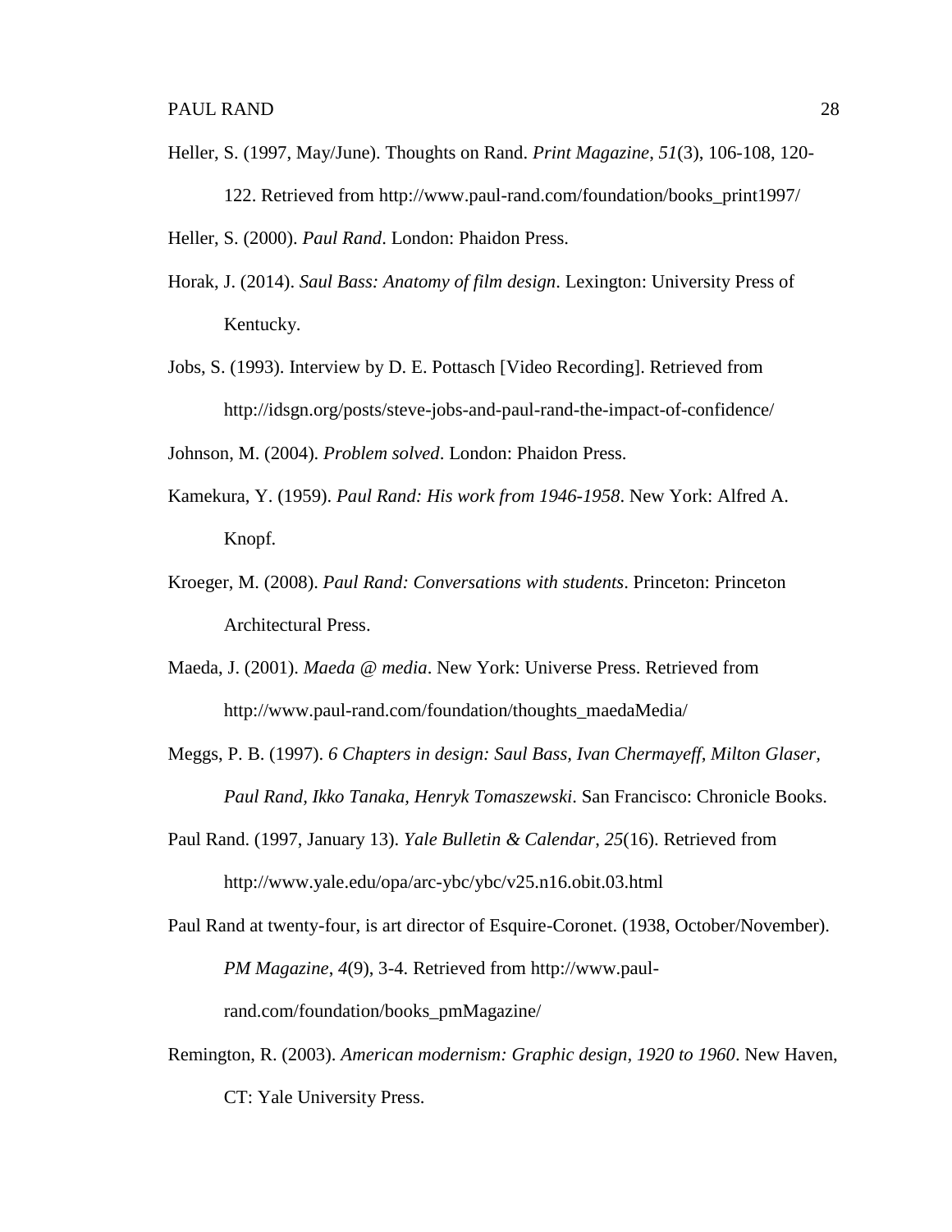Heller, S. (1997, May/June). Thoughts on Rand. *Print Magazine, 51*(3), 106-108, 120-122. Retrieved from http://www.paul-rand.com/foundation/books_print1997/

Heller, S. (2000). *Paul Rand*. London: Phaidon Press.

Horak, J. (2014). *Saul Bass: Anatomy of film design*. Lexington: University Press of Kentucky.

Jobs, S. (1993). Interview by D. E. Pottasch [Video Recording]. Retrieved from http://idsgn.org/posts/steve-jobs-and-paul-rand-the-impact-of-confidence/

Johnson, M. (2004). *Problem solved*. London: Phaidon Press.

Kamekura, Y. (1959). *Paul Rand: His work from 1946-1958*. New York: Alfred A. Knopf.

Kroeger, M. (2008). *Paul Rand: Conversations with students*. Princeton: Princeton Architectural Press.

Maeda, J. (2001). *Maeda @ media*. New York: Universe Press. Retrieved from http://www.paul-rand.com/foundation/thoughts_maedaMedia/

Meggs, P. B. (1997). *6 Chapters in design: Saul Bass, Ivan Chermayeff, Milton Glaser, Paul Rand, Ikko Tanaka, Henryk Tomaszewski*. San Francisco: Chronicle Books.

Paul Rand. (1997, January 13). *Yale Bulletin & Calendar, 25*(16). Retrieved from http://www.yale.edu/opa/arc-ybc/ybc/v25.n16.obit.03.html

Paul Rand at twenty-four, is art director of Esquire-Coronet. (1938, October/November). *PM Magazine*, *4*(9), 3-4. Retrieved from http://www.paul-rand.com/foundation/books_pmMagazine/

Remington, R. (2003). *American modernism: Graphic design, 1920 to 1960*. New Haven, CT: Yale University Press.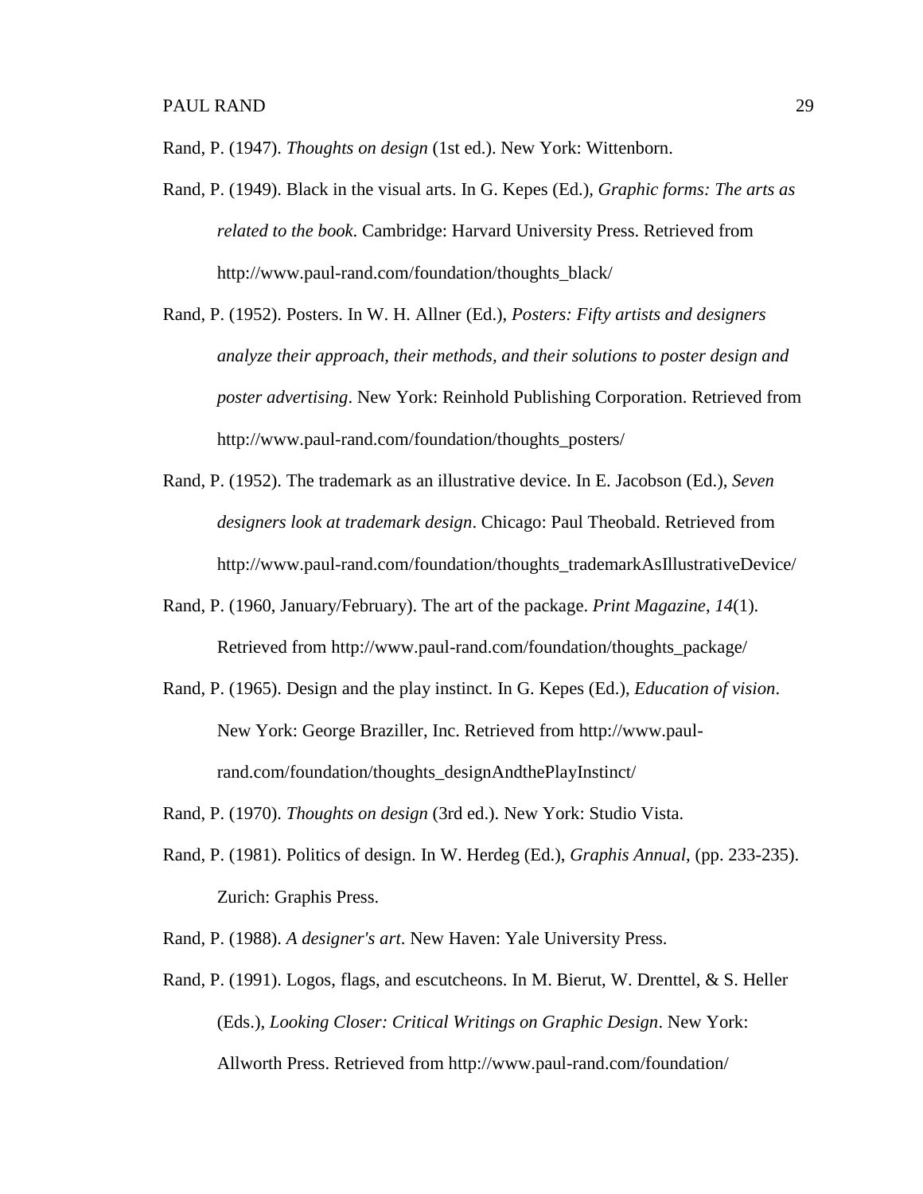Rand, P. (1947). *Thoughts on design* (1st ed.). New York: Wittenborn.

Rand, P. (1949). Black in the visual arts. In G. Kepes (Ed.), *Graphic forms: The arts as related to the book*. Cambridge: Harvard University Press. Retrieved from http://www.paul-rand.com/foundation/thoughts_black/

Rand, P. (1952). Posters. In W. H. Allner (Ed.), *Posters: Fifty artists and designers analyze their approach, their methods, and their solutions to poster design and poster advertising*. New York: Reinhold Publishing Corporation. Retrieved from http://www.paul-rand.com/foundation/thoughts_posters/

Rand, P. (1952). The trademark as an illustrative device. In E. Jacobson (Ed.), *Seven designers look at trademark design*. Chicago: Paul Theobald. Retrieved from http://www.paul-rand.com/foundation/thoughts_trademarkAsIllustrativeDevice/

Rand, P. (1960, January/February). The art of the package. *Print Magazine*, *14*(1). Retrieved from http://www.paul-rand.com/foundation/thoughts_package/

Rand, P. (1965). Design and the play instinct. In G. Kepes (Ed.), *Education of vision*. New York: George Braziller, Inc. Retrieved from http://www.paul-rand.com/foundation/thoughts_designAndthePlayInstinct/

Rand, P. (1970). *Thoughts on design* (3rd ed.). New York: Studio Vista.

Rand, P. (1981). Politics of design. In W. Herdeg (Ed.), *Graphis Annual*, (pp. 233-235). Zurich: Graphis Press.

Rand, P. (1988). *A designer's art*. New Haven: Yale University Press.

Rand, P. (1991). Logos, flags, and escutcheons. In M. Bierut, W. Drenttel, & S. Heller (Eds.), *Looking Closer: Critical Writings on Graphic Design*. New York: Allworth Press. Retrieved from http://www.paul-rand.com/foundation/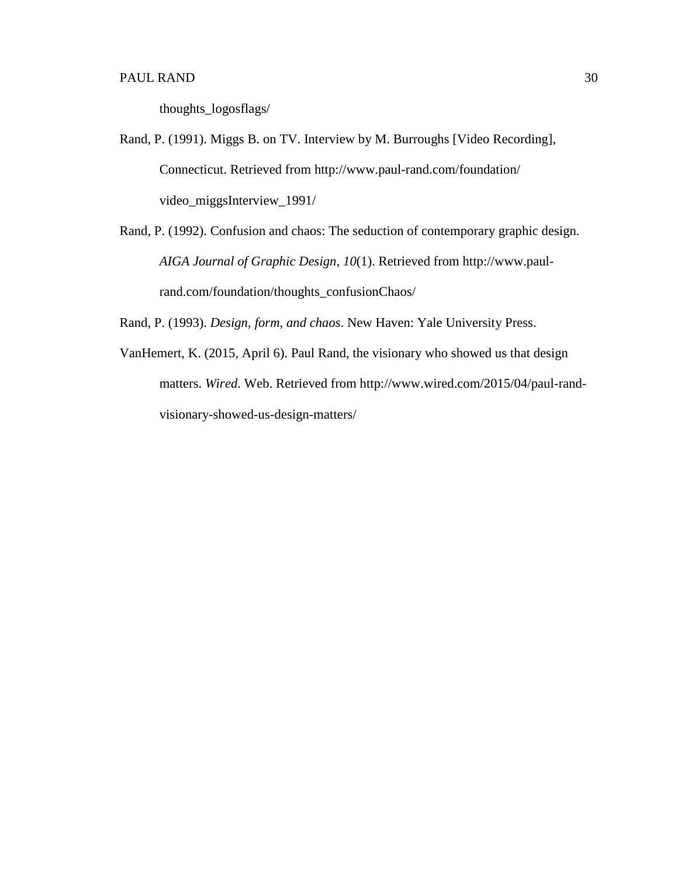thoughts_logosflags/

Rand, P. (1991). Miggs B. on TV. Interview by M. Burroughs [Video Recording], Connecticut. Retrieved from http://www.paul-rand.com/foundation/video_miggsInterview_1991/

Rand, P. (1992). Confusion and chaos: The seduction of contemporary graphic design. *AIGA Journal of Graphic Design*, *10*(1). Retrieved from http://www.paul-rand.com/foundation/thoughts_confusionChaos/

Rand, P. (1993). *Design, form, and chaos*. New Haven: Yale University Press.

VanHemert, K. (2015, April 6). Paul Rand, the visionary who showed us that design matters. *Wired*. Web. Retrieved from http://www.wired.com/2015/04/paul-rand-visionary-showed-us-design-matters/